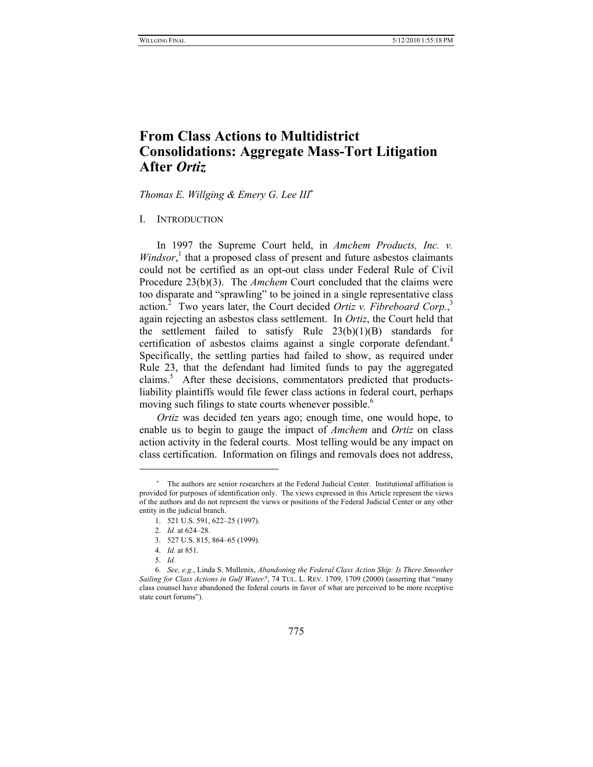# From Class Actions to Multidistrict Consolidations: Aggregate Mass-Tort Litigation After *Ortiz*

*Thomas E. Willging & Emery G. Lee III*[*]

## I. Introduction

In 1997 the Supreme Court held, in *Amchem Products, Inc. v. Windsor*,[1] that a proposed class of present and future asbestos claimants could not be certified as an opt-out class under Federal Rule of Civil Procedure 23(b)(3). The *Amchem* Court concluded that the claims were too disparate and "sprawling" to be joined in a single representative class action.[2] Two years later, the Court decided *Ortiz v. Fibreboard Corp.*,[3] again rejecting an asbestos class settlement. In *Ortiz*, the Court held that the settlement failed to satisfy Rule 23(b)(1)(B) standards for certification of asbestos claims against a single corporate defendant.[4] Specifically, the settling parties had failed to show, as required under Rule 23, that the defendant had limited funds to pay the aggregated claims.[5] After these decisions, commentators predicted that products-liability plaintiffs would file fewer class actions in federal court, perhaps moving such filings to state courts whenever possible.[6]

*Ortiz* was decided ten years ago; enough time, one would hope, to enable us to begin to gauge the impact of *Amchem* and *Ortiz* on class action activity in the federal courts. Most telling would be any impact on class certification. Information on filings and removals does not address,

---

[*] The authors are senior researchers at the Federal Judicial Center. Institutional affiliation is provided for purposes of identification only. The views expressed in this Article represent the views of the authors and do not represent the views or positions of the Federal Judicial Center or any other entity in the judicial branch.

1. 521 U.S. 591, 622–25 (1997).

2. *Id.* at 624–28.

3. 527 U.S. 815, 864–65 (1999).

4. *Id.* at 851.

5. *Id.*

6. *See, e.g.*, Linda S. Mullenix, *Abandoning the Federal Class Action Ship: Is There Smoother Sailing for Class Actions in Gulf Water?*, 74 TUL. L. REV. 1709, 1709 (2000) (asserting that "many class counsel have abandoned the federal courts in favor of what are perceived to be more receptive state court forums").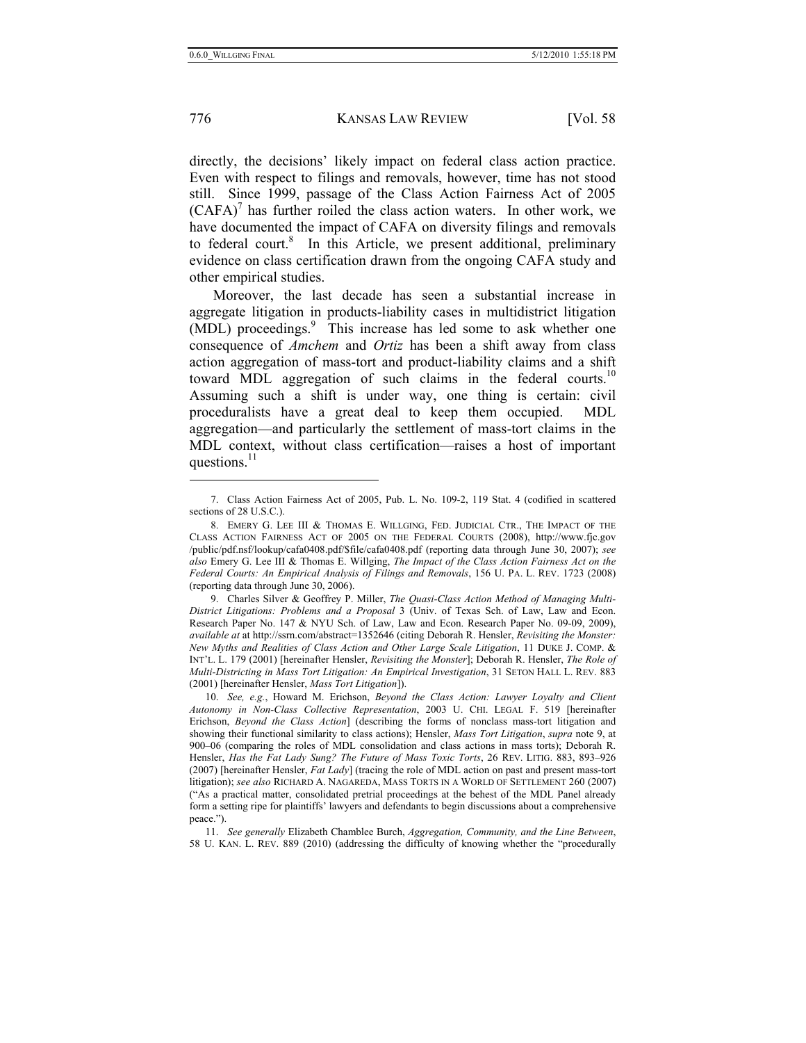directly, the decisions' likely impact on federal class action practice. Even with respect to filings and removals, however, time has not stood still. Since 1999, passage of the Class Action Fairness Act of 2005 (CAFA)[7] has further roiled the class action waters. In other work, we have documented the impact of CAFA on diversity filings and removals to federal court.[8] In this Article, we present additional, preliminary evidence on class certification drawn from the ongoing CAFA study and other empirical studies.

Moreover, the last decade has seen a substantial increase in aggregate litigation in products-liability cases in multidistrict litigation (MDL) proceedings.[9] This increase has led some to ask whether one consequence of *Amchem* and *Ortiz* has been a shift away from class action aggregation of mass-tort and product-liability claims and a shift toward MDL aggregation of such claims in the federal courts.[10] Assuming such a shift is under way, one thing is certain: civil proceduralists have a great deal to keep them occupied. MDL aggregation—and particularly the settlement of mass-tort claims in the MDL context, without class certification—raises a host of important questions.[11]

---

7. Class Action Fairness Act of 2005, Pub. L. No. 109-2, 119 Stat. 4 (codified in scattered sections of 28 U.S.C.).

8. EMERY G. LEE III & THOMAS E. WILLGING, FED. JUDICIAL CTR., THE IMPACT OF THE CLASS ACTION FAIRNESS ACT OF 2005 ON THE FEDERAL COURTS (2008), http://www.fjc.gov/public/pdf.nsf/lookup/cafa0408.pdf/$file/cafa0408.pdf (reporting data through June 30, 2007); *see also* Emery G. Lee III & Thomas E. Willging, *The Impact of the Class Action Fairness Act on the Federal Courts: An Empirical Analysis of Filings and Removals*, 156 U. PA. L. REV. 1723 (2008) (reporting data through June 30, 2006).

9. Charles Silver & Geoffrey P. Miller, *The Quasi-Class Action Method of Managing Multi-District Litigations: Problems and a Proposal* 3 (Univ. of Texas Sch. of Law, Law and Econ. Research Paper No. 147 & NYU Sch. of Law, Law and Econ. Research Paper No. 09-09, 2009), *available at* at http://ssrn.com/abstract=1352646 (citing Deborah R. Hensler, *Revisiting the Monster: New Myths and Realities of Class Action and Other Large Scale Litigation*, 11 DUKE J. COMP. & INT'L. L. 179 (2001) [hereinafter Hensler, *Revisiting the Monster*]; Deborah R. Hensler, *The Role of Multi-Districting in Mass Tort Litigation: An Empirical Investigation*, 31 SETON HALL L. REV. 883 (2001) [hereinafter Hensler, *Mass Tort Litigation*]).

10. *See, e.g.*, Howard M. Erichson, *Beyond the Class Action: Lawyer Loyalty and Client Autonomy in Non-Class Collective Representation*, 2003 U. CHI. LEGAL F. 519 [hereinafter Erichson, *Beyond the Class Action*] (describing the forms of nonclass mass-tort litigation and showing their functional similarity to class actions); Hensler, *Mass Tort Litigation*, *supra* note 9, at 900–06 (comparing the roles of MDL consolidation and class actions in mass torts); Deborah R. Hensler, *Has the Fat Lady Sung? The Future of Mass Toxic Torts*, 26 REV. LITIG. 883, 893–926 (2007) [hereinafter Hensler, *Fat Lady*] (tracing the role of MDL action on past and present mass-tort litigation); *see also* RICHARD A. NAGAREDA, MASS TORTS IN A WORLD OF SETTLEMENT 260 (2007) ("As a practical matter, consolidated pretrial proceedings at the behest of the MDL Panel already form a setting ripe for plaintiffs' lawyers and defendants to begin discussions about a comprehensive peace.").

11. *See generally* Elizabeth Chamblee Burch, *Aggregation, Community, and the Line Between*, 58 U. KAN. L. REV. 889 (2010) (addressing the difficulty of knowing whether the "procedurally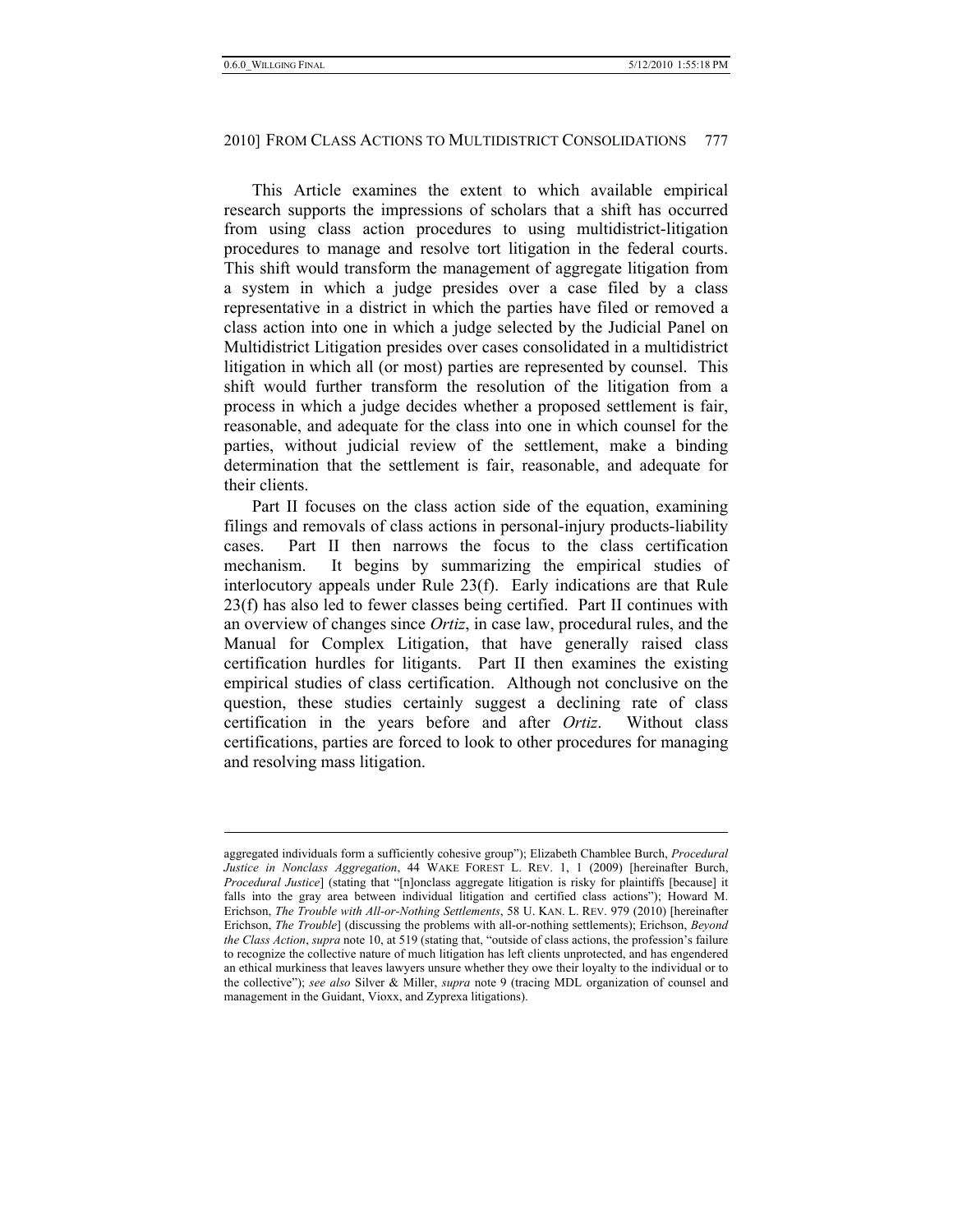This Article examines the extent to which available empirical research supports the impressions of scholars that a shift has occurred from using class action procedures to using multidistrict-litigation procedures to manage and resolve tort litigation in the federal courts. This shift would transform the management of aggregate litigation from a system in which a judge presides over a case filed by a class representative in a district in which the parties have filed or removed a class action into one in which a judge selected by the Judicial Panel on Multidistrict Litigation presides over cases consolidated in a multidistrict litigation in which all (or most) parties are represented by counsel. This shift would further transform the resolution of the litigation from a process in which a judge decides whether a proposed settlement is fair, reasonable, and adequate for the class into one in which counsel for the parties, without judicial review of the settlement, make a binding determination that the settlement is fair, reasonable, and adequate for their clients.

Part II focuses on the class action side of the equation, examining filings and removals of class actions in personal-injury products-liability cases. Part II then narrows the focus to the class certification mechanism. It begins by summarizing the empirical studies of interlocutory appeals under Rule 23(f). Early indications are that Rule 23(f) has also led to fewer classes being certified. Part II continues with an overview of changes since *Ortiz*, in case law, procedural rules, and the Manual for Complex Litigation, that have generally raised class certification hurdles for litigants. Part II then examines the existing empirical studies of class certification. Although not conclusive on the question, these studies certainly suggest a declining rate of class certification in the years before and after *Ortiz*. Without class certifications, parties are forced to look to other procedures for managing and resolving mass litigation.

---

aggregated individuals form a sufficiently cohesive group"); Elizabeth Chamblee Burch, *Procedural Justice in Nonclass Aggregation*, 44 WAKE FOREST L. REV. 1, 1 (2009) [hereinafter Burch, *Procedural Justice*] (stating that "[n]onclass aggregate litigation is risky for plaintiffs [because] it falls into the gray area between individual litigation and certified class actions"); Howard M. Erichson, *The Trouble with All-or-Nothing Settlements*, 58 U. KAN. L. REV. 979 (2010) [hereinafter Erichson, *The Trouble*] (discussing the problems with all-or-nothing settlements); Erichson, *Beyond the Class Action*, *supra* note 10, at 519 (stating that, "outside of class actions, the profession's failure to recognize the collective nature of much litigation has left clients unprotected, and has engendered an ethical murkiness that leaves lawyers unsure whether they owe their loyalty to the individual or to the collective"); *see also* Silver & Miller, *supra* note 9 (tracing MDL organization of counsel and management in the Guidant, Vioxx, and Zyprexa litigations).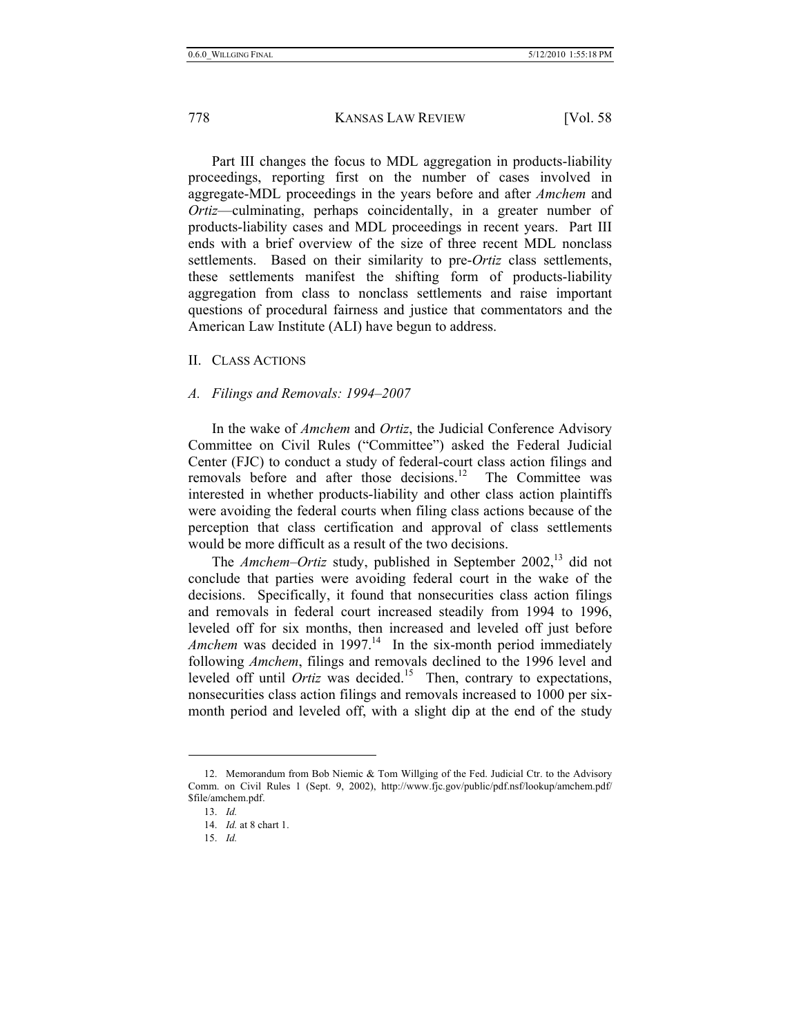Part III changes the focus to MDL aggregation in products-liability proceedings, reporting first on the number of cases involved in aggregate-MDL proceedings in the years before and after *Amchem* and *Ortiz*—culminating, perhaps coincidentally, in a greater number of products-liability cases and MDL proceedings in recent years. Part III ends with a brief overview of the size of three recent MDL nonclass settlements. Based on their similarity to pre-*Ortiz* class settlements, these settlements manifest the shifting form of products-liability aggregation from class to nonclass settlements and raise important questions of procedural fairness and justice that commentators and the American Law Institute (ALI) have begun to address.

## II. Class Actions

### *A. Filings and Removals: 1994–2007*

In the wake of *Amchem* and *Ortiz*, the Judicial Conference Advisory Committee on Civil Rules ("Committee") asked the Federal Judicial Center (FJC) to conduct a study of federal-court class action filings and removals before and after those decisions.[12] The Committee was interested in whether products-liability and other class action plaintiffs were avoiding the federal courts when filing class actions because of the perception that class certification and approval of class settlements would be more difficult as a result of the two decisions.

The *Amchem–Ortiz* study, published in September 2002,[13] did not conclude that parties were avoiding federal court in the wake of the decisions. Specifically, it found that nonsecurities class action filings and removals in federal court increased steadily from 1994 to 1996, leveled off for six months, then increased and leveled off just before *Amchem* was decided in 1997.[14] In the six-month period immediately following *Amchem*, filings and removals declined to the 1996 level and leveled off until *Ortiz* was decided.[15] Then, contrary to expectations, nonsecurities class action filings and removals increased to 1000 per six-month period and leveled off, with a slight dip at the end of the study

---

12. Memorandum from Bob Niemic & Tom Willging of the Fed. Judicial Ctr. to the Advisory Comm. on Civil Rules 1 (Sept. 9, 2002), http://www.fjc.gov/public/pdf.nsf/lookup/amchem.pdf/$file/amchem.pdf.

13. *Id.*

14. *Id.* at 8 chart 1.

15. *Id.*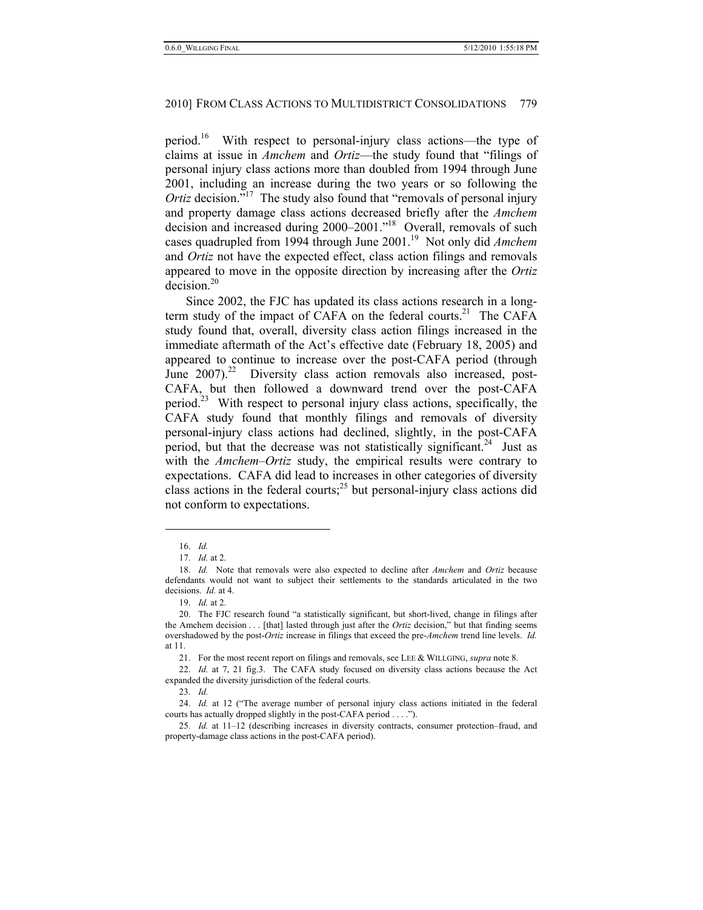period.[16] With respect to personal-injury class actions—the type of claims at issue in *Amchem* and *Ortiz*—the study found that "filings of personal injury class actions more than doubled from 1994 through June 2001, including an increase during the two years or so following the *Ortiz* decision."[17] The study also found that "removals of personal injury and property damage class actions decreased briefly after the *Amchem* decision and increased during 2000–2001."[18] Overall, removals of such cases quadrupled from 1994 through June 2001.[19] Not only did *Amchem* and *Ortiz* not have the expected effect, class action filings and removals appeared to move in the opposite direction by increasing after the *Ortiz* decision.[20]

Since 2002, the FJC has updated its class actions research in a long-term study of the impact of CAFA on the federal courts.[21] The CAFA study found that, overall, diversity class action filings increased in the immediate aftermath of the Act's effective date (February 18, 2005) and appeared to continue to increase over the post-CAFA period (through June 2007).[22] Diversity class action removals also increased, post-CAFA, but then followed a downward trend over the post-CAFA period.[23] With respect to personal injury class actions, specifically, the CAFA study found that monthly filings and removals of diversity personal-injury class actions had declined, slightly, in the post-CAFA period, but that the decrease was not statistically significant.[24] Just as with the *Amchem–Ortiz* study, the empirical results were contrary to expectations. CAFA did lead to increases in other categories of diversity class actions in the federal courts;[25] but personal-injury class actions did not conform to expectations.

---

16. *Id.*

17. *Id.* at 2.

18. *Id.* Note that removals were also expected to decline after *Amchem* and *Ortiz* because defendants would not want to subject their settlements to the standards articulated in the two decisions. *Id.* at 4.

19. *Id.* at 2.

20. The FJC research found "a statistically significant, but short-lived, change in filings after the Amchem decision . . . [that] lasted through just after the *Ortiz* decision," but that finding seems overshadowed by the post-*Ortiz* increase in filings that exceed the pre-*Amchem* trend line levels. *Id.* at 11.

21. For the most recent report on filings and removals, see LEE & WILLGING, *supra* note 8.

22. *Id.* at 7, 21 fig.3. The CAFA study focused on diversity class actions because the Act expanded the diversity jurisdiction of the federal courts.

23. *Id.*

24. *Id.* at 12 ("The average number of personal injury class actions initiated in the federal courts has actually dropped slightly in the post-CAFA period . . . .").

25. *Id.* at 11–12 (describing increases in diversity contracts, consumer protection–fraud, and property-damage class actions in the post-CAFA period).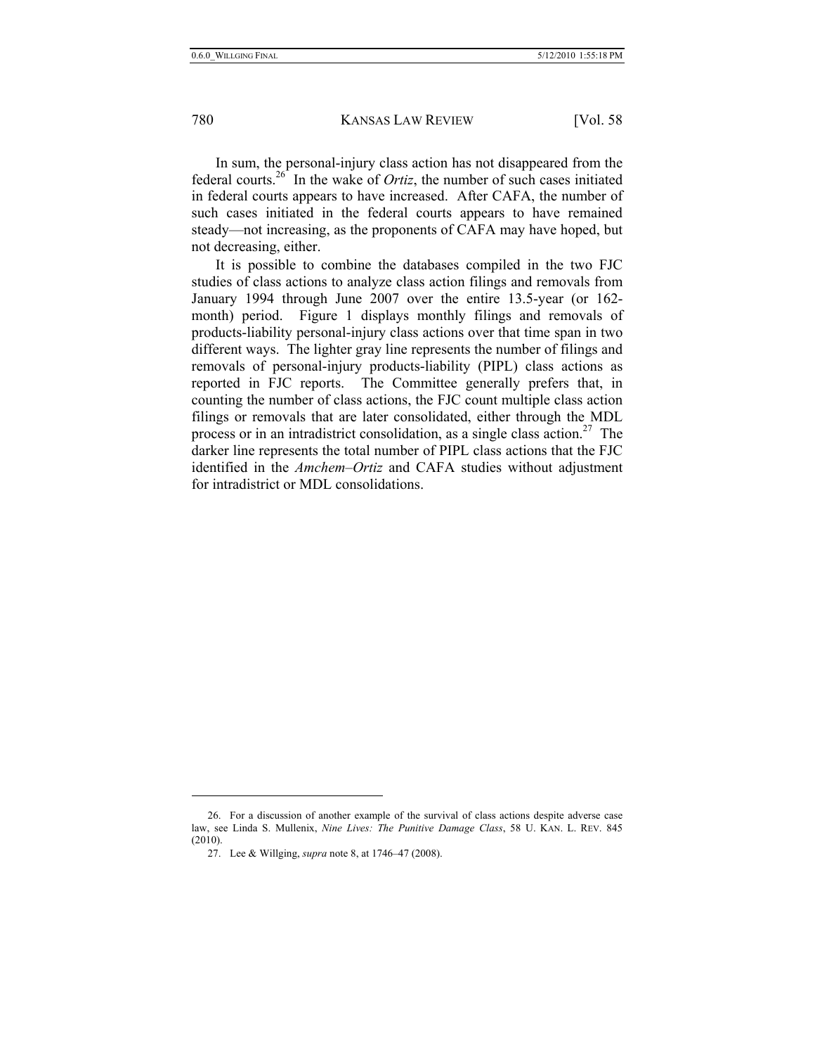In sum, the personal-injury class action has not disappeared from the federal courts.[26] In the wake of *Ortiz*, the number of such cases initiated in federal courts appears to have increased. After CAFA, the number of such cases initiated in the federal courts appears to have remained steady—not increasing, as the proponents of CAFA may have hoped, but not decreasing, either.

It is possible to combine the databases compiled in the two FJC studies of class actions to analyze class action filings and removals from January 1994 through June 2007 over the entire 13.5-year (or 162-month) period. Figure 1 displays monthly filings and removals of products-liability personal-injury class actions over that time span in two different ways. The lighter gray line represents the number of filings and removals of personal-injury products-liability (PIPL) class actions as reported in FJC reports. The Committee generally prefers that, in counting the number of class actions, the FJC count multiple class action filings or removals that are later consolidated, either through the MDL process or in an intradistrict consolidation, as a single class action.[27] The darker line represents the total number of PIPL class actions that the FJC identified in the *Amchem–Ortiz* and CAFA studies without adjustment for intradistrict or MDL consolidations.

---

26. For a discussion of another example of the survival of class actions despite adverse case law, see Linda S. Mullenix, *Nine Lives: The Punitive Damage Class*, 58 U. KAN. L. REV. 845 (2010).

27. Lee & Willging, *supra* note 8, at 1746–47 (2008).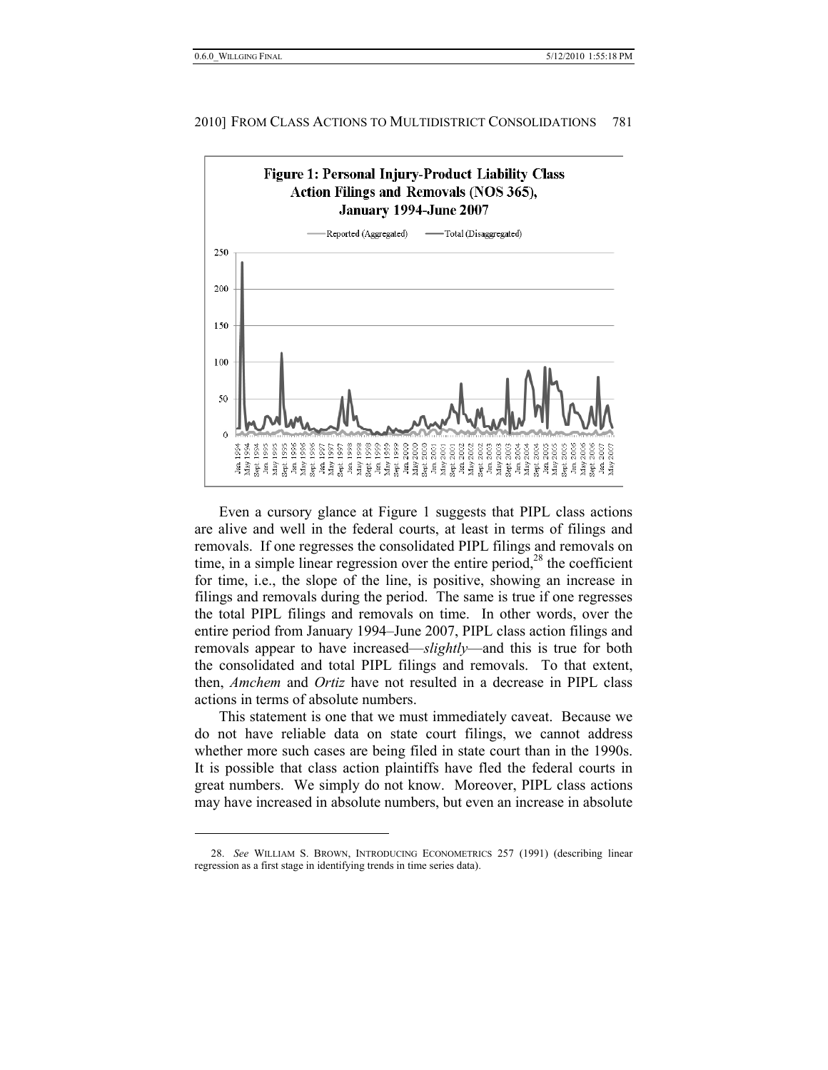**Figure 1: Personal Injury-Product Liability Class Action Filings and Removals (NOS 365), January 1994-June 2007**

Even a cursory glance at Figure 1 suggests that PIPL class actions are alive and well in the federal courts, at least in terms of filings and removals. If one regresses the consolidated PIPL filings and removals on time, in a simple linear regression over the entire period,[28] the coefficient for time, i.e., the slope of the line, is positive, showing an increase in filings and removals during the period. The same is true if one regresses the total PIPL filings and removals on time. In other words, over the entire period from January 1994–June 2007, PIPL class action filings and removals appear to have increased—*slightly*—and this is true for both the consolidated and total PIPL filings and removals. To that extent, then, *Amchem* and *Ortiz* have not resulted in a decrease in PIPL class actions in terms of absolute numbers.

This statement is one that we must immediately caveat. Because we do not have reliable data on state court filings, we cannot address whether more such cases are being filed in state court than in the 1990s. It is possible that class action plaintiffs have fled the federal courts in great numbers. We simply do not know. Moreover, PIPL class actions may have increased in absolute numbers, but even an increase in absolute

---

28. *See* WILLIAM S. BROWN, INTRODUCING ECONOMETRICS 257 (1991) (describing linear regression as a first stage in identifying trends in time series data).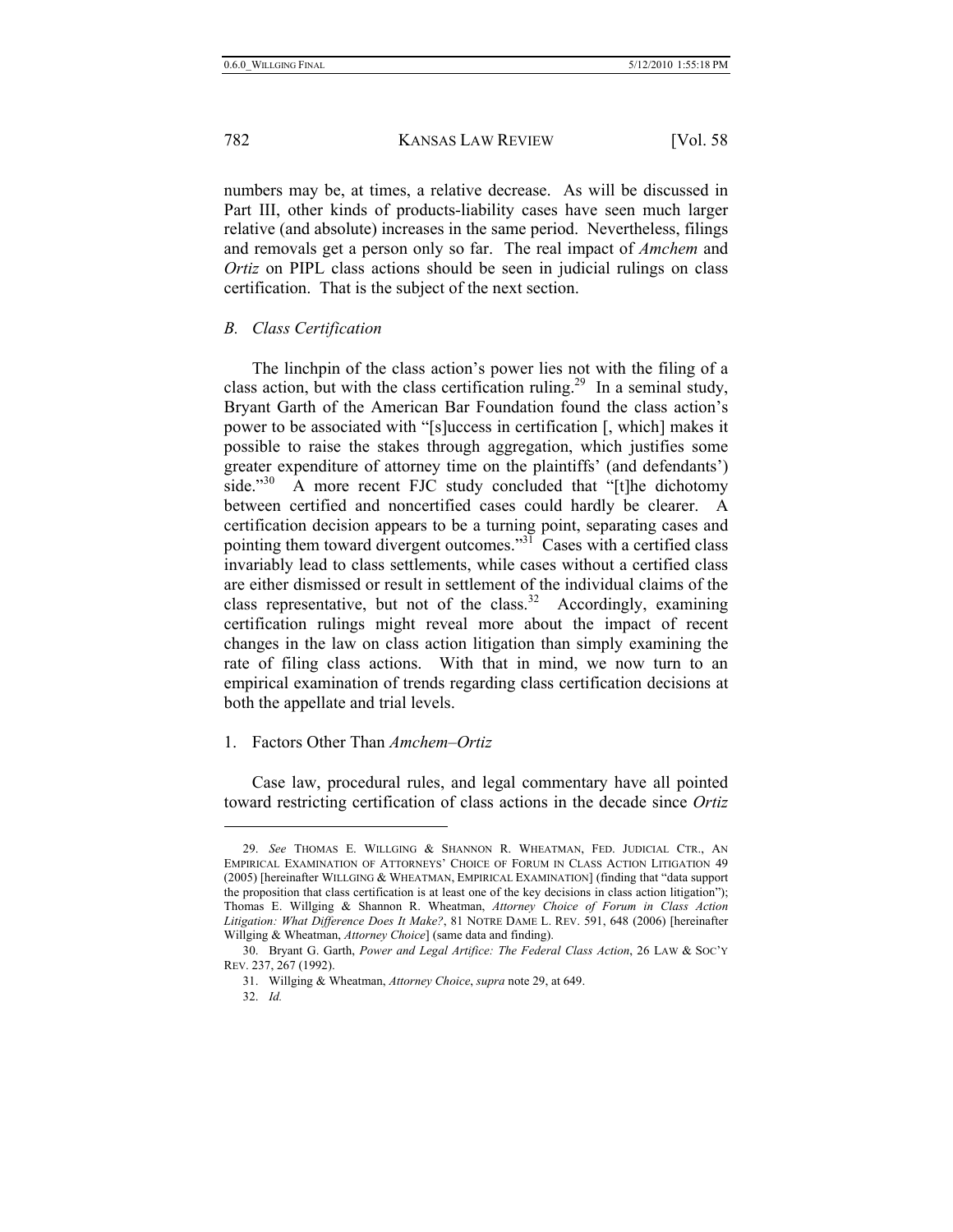numbers may be, at times, a relative decrease. As will be discussed in Part III, other kinds of products-liability cases have seen much larger relative (and absolute) increases in the same period. Nevertheless, filings and removals get a person only so far. The real impact of *Amchem* and *Ortiz* on PIPL class actions should be seen in judicial rulings on class certification. That is the subject of the next section.

### *B. Class Certification*

The linchpin of the class action's power lies not with the filing of a class action, but with the class certification ruling.[29] In a seminal study, Bryant Garth of the American Bar Foundation found the class action's power to be associated with "[s]uccess in certification [, which] makes it possible to raise the stakes through aggregation, which justifies some greater expenditure of attorney time on the plaintiffs' (and defendants') side."[30] A more recent FJC study concluded that "[t]he dichotomy between certified and noncertified cases could hardly be clearer. A certification decision appears to be a turning point, separating cases and pointing them toward divergent outcomes."[31] Cases with a certified class invariably lead to class settlements, while cases without a certified class are either dismissed or result in settlement of the individual claims of the class representative, but not of the class.[32] Accordingly, examining certification rulings might reveal more about the impact of recent changes in the law on class action litigation than simply examining the rate of filing class actions. With that in mind, we now turn to an empirical examination of trends regarding class certification decisions at both the appellate and trial levels.

#### 1. Factors Other Than *Amchem–Ortiz*

Case law, procedural rules, and legal commentary have all pointed toward restricting certification of class actions in the decade since *Ortiz*

---

29. *See* THOMAS E. WILLGING & SHANNON R. WHEATMAN, FED. JUDICIAL CTR., AN EMPIRICAL EXAMINATION OF ATTORNEYS' CHOICE OF FORUM IN CLASS ACTION LITIGATION 49 (2005) [hereinafter WILLGING & WHEATMAN, EMPIRICAL EXAMINATION] (finding that "data support the proposition that class certification is at least one of the key decisions in class action litigation"); Thomas E. Willging & Shannon R. Wheatman, *Attorney Choice of Forum in Class Action Litigation: What Difference Does It Make?*, 81 NOTRE DAME L. REV. 591, 648 (2006) [hereinafter Willging & Wheatman, *Attorney Choice*] (same data and finding).

30. Bryant G. Garth, *Power and Legal Artifice: The Federal Class Action*, 26 LAW & SOC'Y REV. 237, 267 (1992).

31. Willging & Wheatman, *Attorney Choice*, *supra* note 29, at 649.

32. *Id.*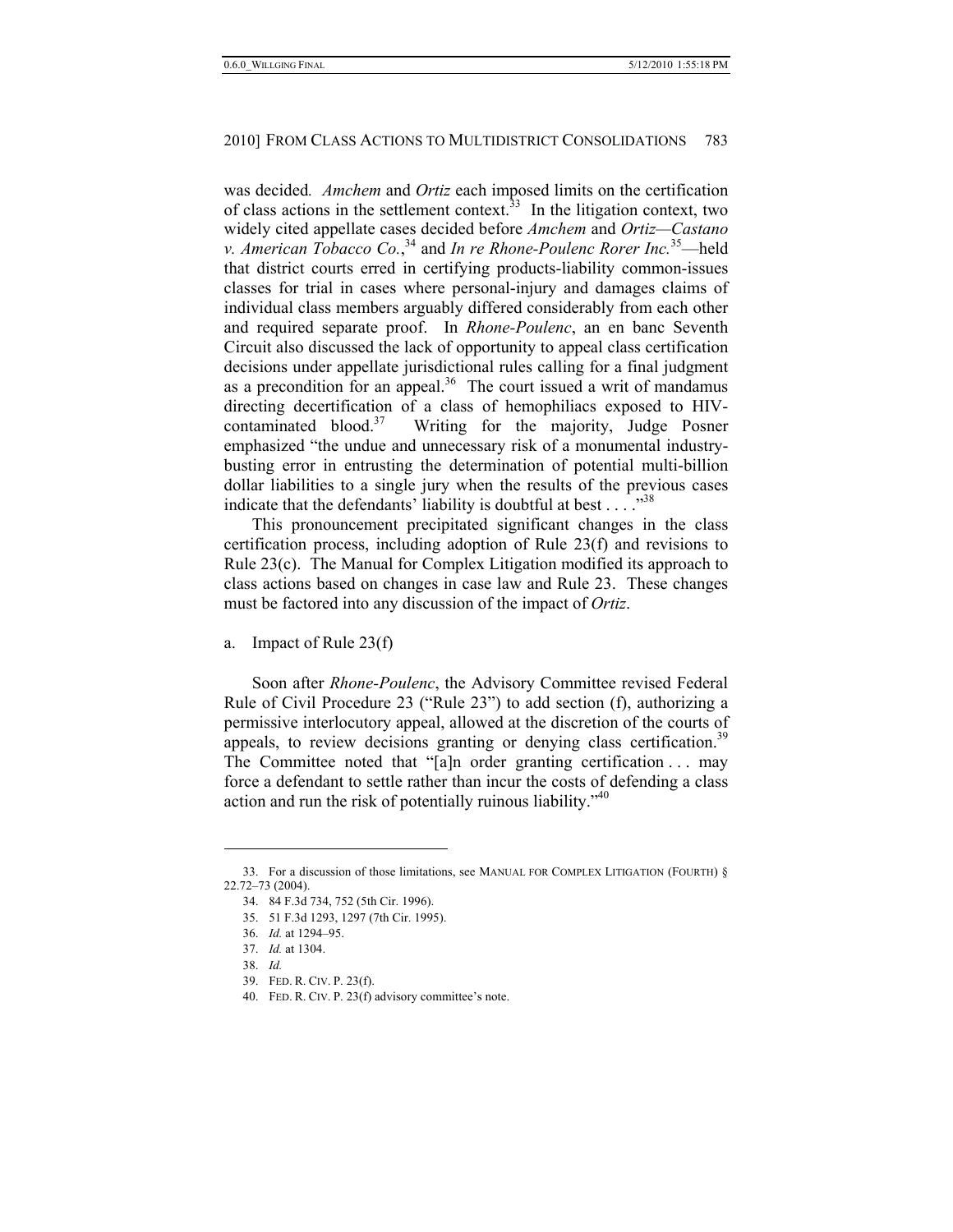was decided. *Amchem* and *Ortiz* each imposed limits on the certification of class actions in the settlement context.[33] In the litigation context, two widely cited appellate cases decided before *Amchem* and *Ortiz*—*Castano v. American Tobacco Co.*,[34] and *In re Rhone-Poulenc Rorer Inc.*[35]—held that district courts erred in certifying products-liability common-issues classes for trial in cases where personal-injury and damages claims of individual class members arguably differed considerably from each other and required separate proof. In *Rhone-Poulenc*, an en banc Seventh Circuit also discussed the lack of opportunity to appeal class certification decisions under appellate jurisdictional rules calling for a final judgment as a precondition for an appeal.[36] The court issued a writ of mandamus directing decertification of a class of hemophiliacs exposed to HIV-contaminated blood.[37] Writing for the majority, Judge Posner emphasized "the undue and unnecessary risk of a monumental industry-busting error in entrusting the determination of potential multi-billion dollar liabilities to a single jury when the results of the previous cases indicate that the defendants' liability is doubtful at best . . . ."[38]

This pronouncement precipitated significant changes in the class certification process, including adoption of Rule 23(f) and revisions to Rule 23(c). The Manual for Complex Litigation modified its approach to class actions based on changes in case law and Rule 23. These changes must be factored into any discussion of the impact of *Ortiz*.

a. Impact of Rule 23(f)

Soon after *Rhone-Poulenc*, the Advisory Committee revised Federal Rule of Civil Procedure 23 ("Rule 23") to add section (f), authorizing a permissive interlocutory appeal, allowed at the discretion of the courts of appeals, to review decisions granting or denying class certification.[39] The Committee noted that "[a]n order granting certification . . . may force a defendant to settle rather than incur the costs of defending a class action and run the risk of potentially ruinous liability."[40]

---

33. For a discussion of those limitations, see MANUAL FOR COMPLEX LITIGATION (FOURTH) § 22.72–73 (2004).

34. 84 F.3d 734, 752 (5th Cir. 1996).

35. 51 F.3d 1293, 1297 (7th Cir. 1995).

36. *Id.* at 1294–95.

37. *Id.* at 1304.

38. *Id.*

39. FED. R. CIV. P. 23(f).

40. FED. R. CIV. P. 23(f) advisory committee's note.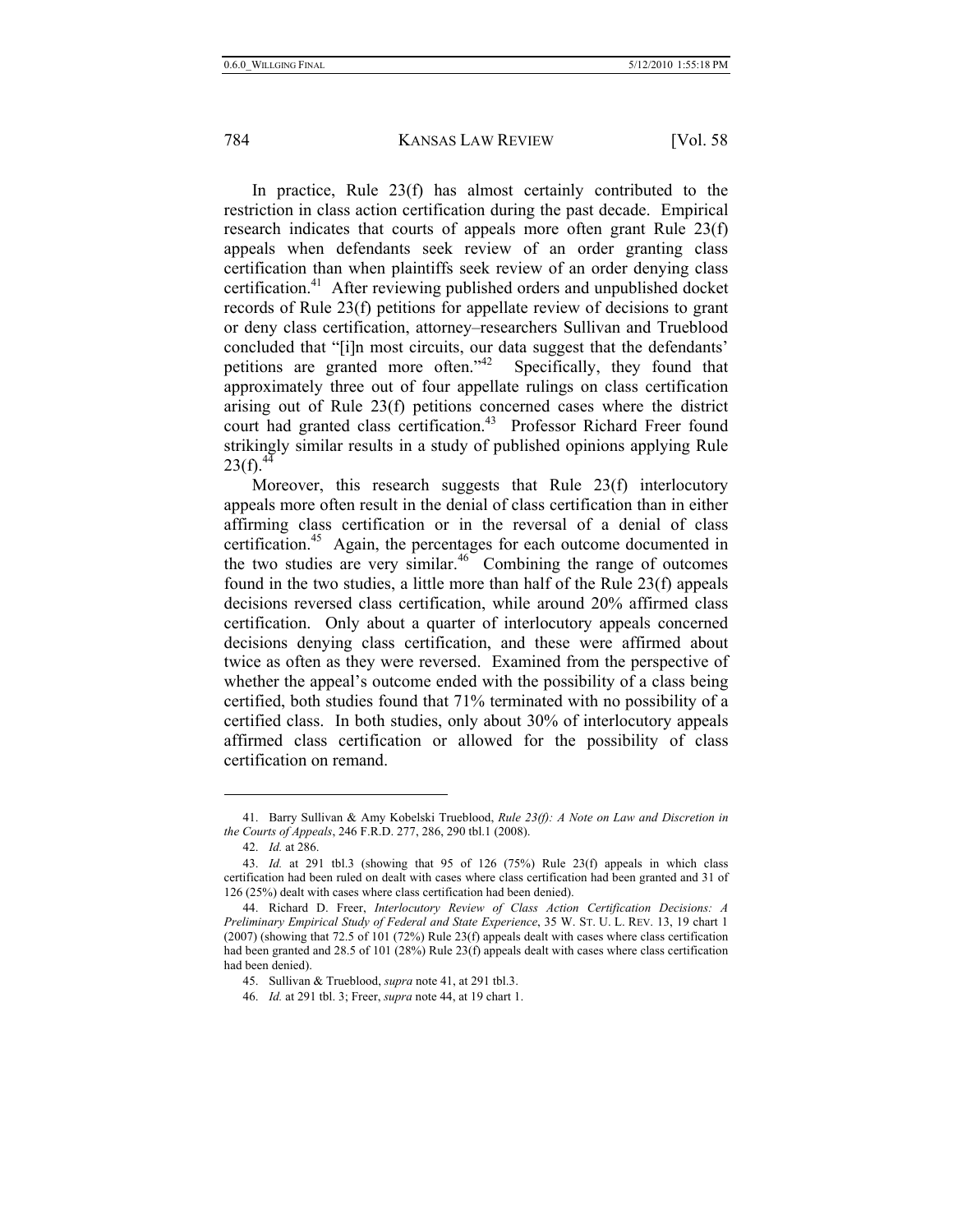In practice, Rule 23(f) has almost certainly contributed to the restriction in class action certification during the past decade. Empirical research indicates that courts of appeals more often grant Rule 23(f) appeals when defendants seek review of an order granting class certification than when plaintiffs seek review of an order denying class certification.[41] After reviewing published orders and unpublished docket records of Rule 23(f) petitions for appellate review of decisions to grant or deny class certification, attorney–researchers Sullivan and Trueblood concluded that "[i]n most circuits, our data suggest that the defendants' petitions are granted more often."[42] Specifically, they found that approximately three out of four appellate rulings on class certification arising out of Rule 23(f) petitions concerned cases where the district court had granted class certification.[43] Professor Richard Freer found strikingly similar results in a study of published opinions applying Rule 23(f).[44]

Moreover, this research suggests that Rule 23(f) interlocutory appeals more often result in the denial of class certification than in either affirming class certification or in the reversal of a denial of class certification.[45] Again, the percentages for each outcome documented in the two studies are very similar.[46] Combining the range of outcomes found in the two studies, a little more than half of the Rule 23(f) appeals decisions reversed class certification, while around 20% affirmed class certification. Only about a quarter of interlocutory appeals concerned decisions denying class certification, and these were affirmed about twice as often as they were reversed. Examined from the perspective of whether the appeal's outcome ended with the possibility of a class being certified, both studies found that 71% terminated with no possibility of a certified class. In both studies, only about 30% of interlocutory appeals affirmed class certification or allowed for the possibility of class certification on remand.

---

41. Barry Sullivan & Amy Kobelski Trueblood, *Rule 23(f): A Note on Law and Discretion in the Courts of Appeals*, 246 F.R.D. 277, 286, 290 tbl.1 (2008).

42. *Id.* at 286.

43. *Id.* at 291 tbl.3 (showing that 95 of 126 (75%) Rule 23(f) appeals in which class certification had been ruled on dealt with cases where class certification had been granted and 31 of 126 (25%) dealt with cases where class certification had been denied).

44. Richard D. Freer, *Interlocutory Review of Class Action Certification Decisions: A Preliminary Empirical Study of Federal and State Experience*, 35 W. ST. U. L. REV. 13, 19 chart 1 (2007) (showing that 72.5 of 101 (72%) Rule 23(f) appeals dealt with cases where class certification had been granted and 28.5 of 101 (28%) Rule 23(f) appeals dealt with cases where class certification had been denied).

45. Sullivan & Trueblood, *supra* note 41, at 291 tbl.3.

46. *Id.* at 291 tbl. 3; Freer, *supra* note 44, at 19 chart 1.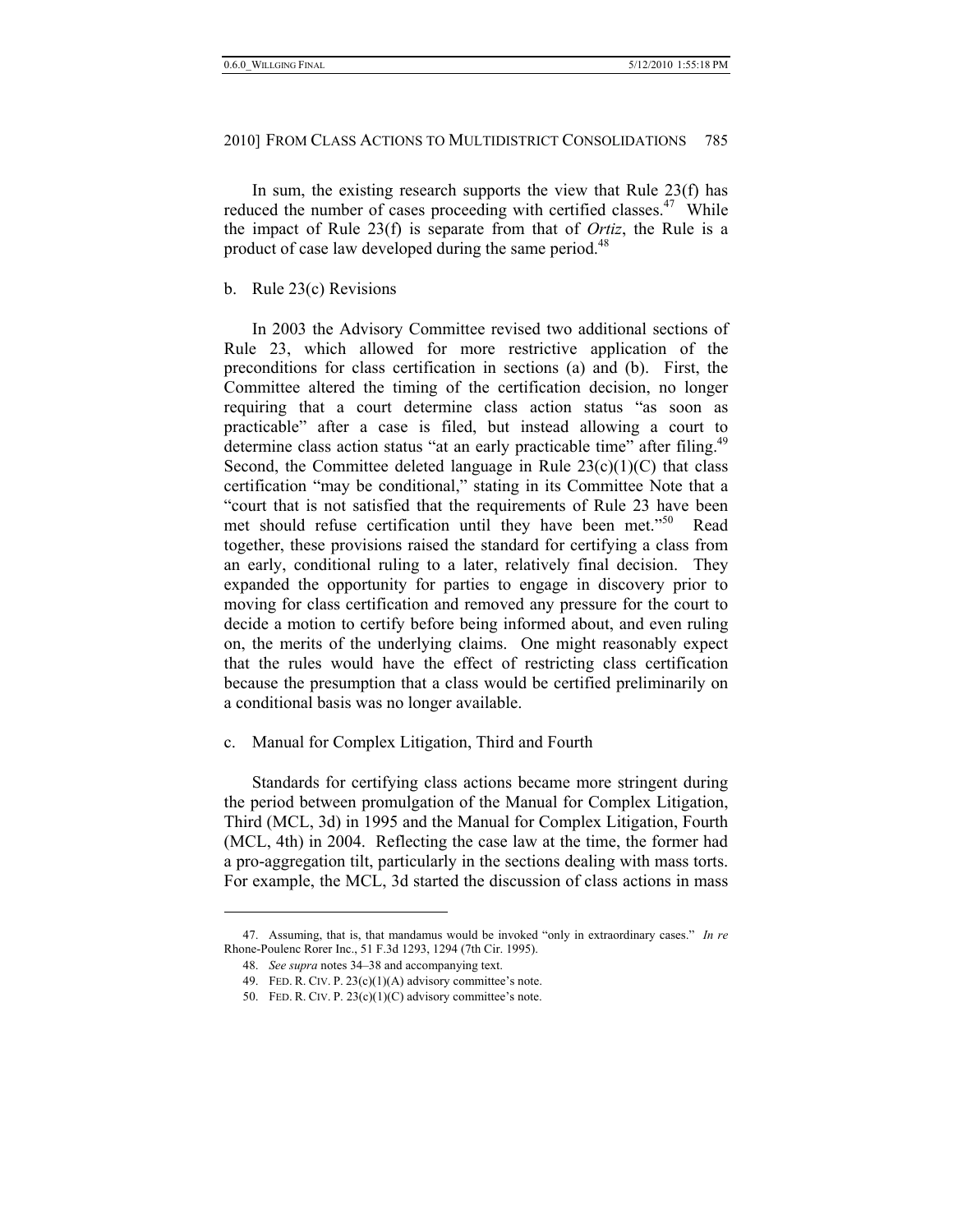In sum, the existing research supports the view that Rule 23(f) has reduced the number of cases proceeding with certified classes.[47] While the impact of Rule 23(f) is separate from that of *Ortiz*, the Rule is a product of case law developed during the same period.[48]

b. Rule 23(c) Revisions

In 2003 the Advisory Committee revised two additional sections of Rule 23, which allowed for more restrictive application of the preconditions for class certification in sections (a) and (b). First, the Committee altered the timing of the certification decision, no longer requiring that a court determine class action status "as soon as practicable" after a case is filed, but instead allowing a court to determine class action status "at an early practicable time" after filing.[49] Second, the Committee deleted language in Rule 23(c)(1)(C) that class certification "may be conditional," stating in its Committee Note that a "court that is not satisfied that the requirements of Rule 23 have been met should refuse certification until they have been met."[50] Read together, these provisions raised the standard for certifying a class from an early, conditional ruling to a later, relatively final decision. They expanded the opportunity for parties to engage in discovery prior to moving for class certification and removed any pressure for the court to decide a motion to certify before being informed about, and even ruling on, the merits of the underlying claims. One might reasonably expect that the rules would have the effect of restricting class certification because the presumption that a class would be certified preliminarily on a conditional basis was no longer available.

c. Manual for Complex Litigation, Third and Fourth

Standards for certifying class actions became more stringent during the period between promulgation of the Manual for Complex Litigation, Third (MCL, 3d) in 1995 and the Manual for Complex Litigation, Fourth (MCL, 4th) in 2004. Reflecting the case law at the time, the former had a pro-aggregation tilt, particularly in the sections dealing with mass torts. For example, the MCL, 3d started the discussion of class actions in mass

---

47. Assuming, that is, that mandamus would be invoked "only in extraordinary cases." *In re* Rhone-Poulenc Rorer Inc., 51 F.3d 1293, 1294 (7th Cir. 1995).

48. *See supra* notes 34–38 and accompanying text.

49. FED. R. CIV. P. 23(c)(1)(A) advisory committee's note.

50. FED. R. CIV. P. 23(c)(1)(C) advisory committee's note.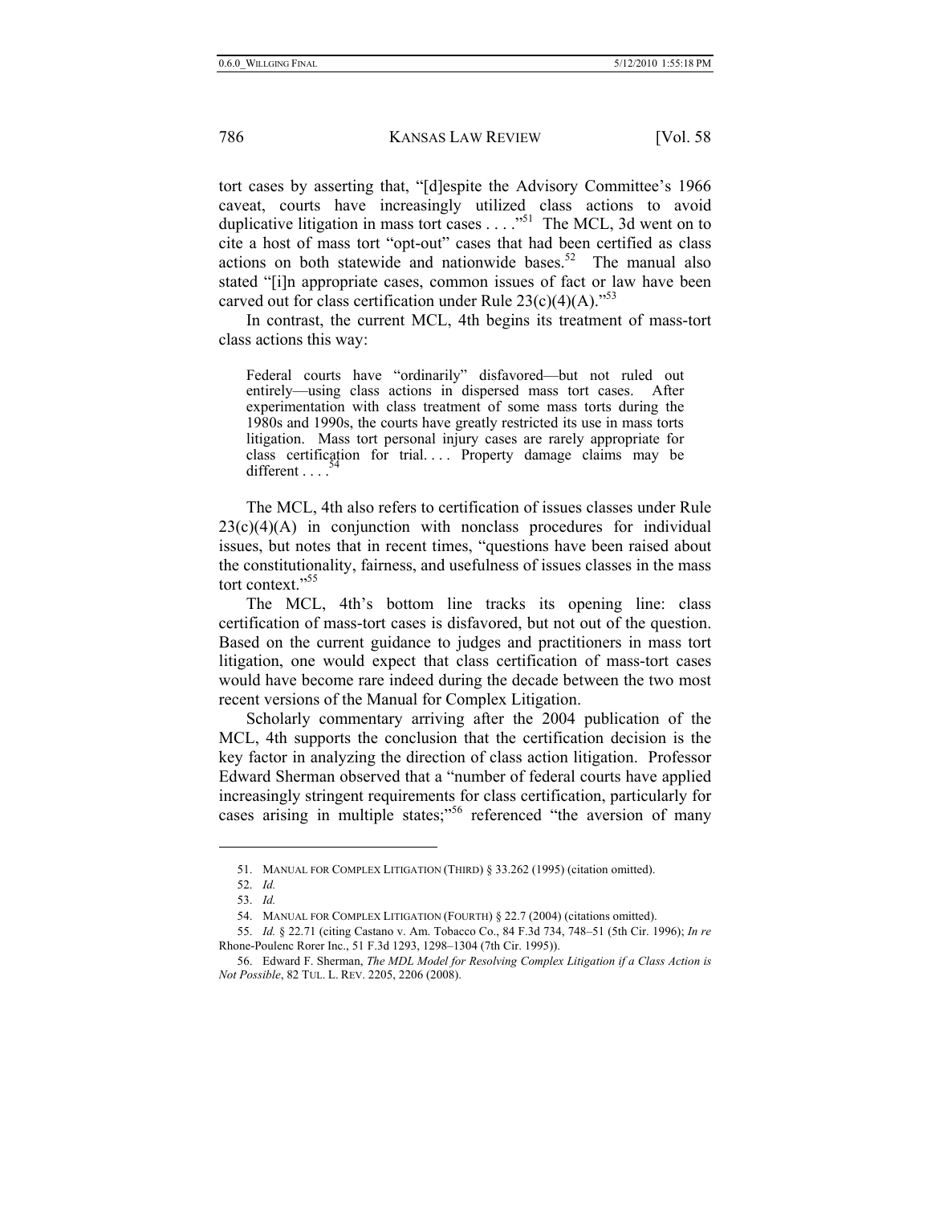tort cases by asserting that, "[d]espite the Advisory Committee's 1966 caveat, courts have increasingly utilized class actions to avoid duplicative litigation in mass tort cases . . . ."[51] The MCL, 3d went on to cite a host of mass tort "opt-out" cases that had been certified as class actions on both statewide and nationwide bases.[52] The manual also stated "[i]n appropriate cases, common issues of fact or law have been carved out for class certification under Rule 23(c)(4)(A)."[53]

In contrast, the current MCL, 4th begins its treatment of mass-tort class actions this way:

> Federal courts have "ordinarily" disfavored—but not ruled out entirely—using class actions in dispersed mass tort cases. After experimentation with class treatment of some mass torts during the 1980s and 1990s, the courts have greatly restricted its use in mass torts litigation. Mass tort personal injury cases are rarely appropriate for class certification for trial. . . . Property damage claims may be different . . . .[54]

The MCL, 4th also refers to certification of issues classes under Rule 23(c)(4)(A) in conjunction with nonclass procedures for individual issues, but notes that in recent times, "questions have been raised about the constitutionality, fairness, and usefulness of issues classes in the mass tort context."[55]

The MCL, 4th's bottom line tracks its opening line: class certification of mass-tort cases is disfavored, but not out of the question. Based on the current guidance to judges and practitioners in mass tort litigation, one would expect that class certification of mass-tort cases would have become rare indeed during the decade between the two most recent versions of the Manual for Complex Litigation.

Scholarly commentary arriving after the 2004 publication of the MCL, 4th supports the conclusion that the certification decision is the key factor in analyzing the direction of class action litigation. Professor Edward Sherman observed that a "number of federal courts have applied increasingly stringent requirements for class certification, particularly for cases arising in multiple states;"[56] referenced "the aversion of many

---

51. MANUAL FOR COMPLEX LITIGATION (THIRD) § 33.262 (1995) (citation omitted).

52. *Id.*

53. *Id.*

54. MANUAL FOR COMPLEX LITIGATION (FOURTH) § 22.7 (2004) (citations omitted).

55. *Id.* § 22.71 (citing Castano v. Am. Tobacco Co., 84 F.3d 734, 748–51 (5th Cir. 1996); *In re* Rhone-Poulenc Rorer Inc., 51 F.3d 1293, 1298–1304 (7th Cir. 1995)).

56. Edward F. Sherman, *The MDL Model for Resolving Complex Litigation if a Class Action is Not Possible*, 82 TUL. L. REV. 2205, 2206 (2008).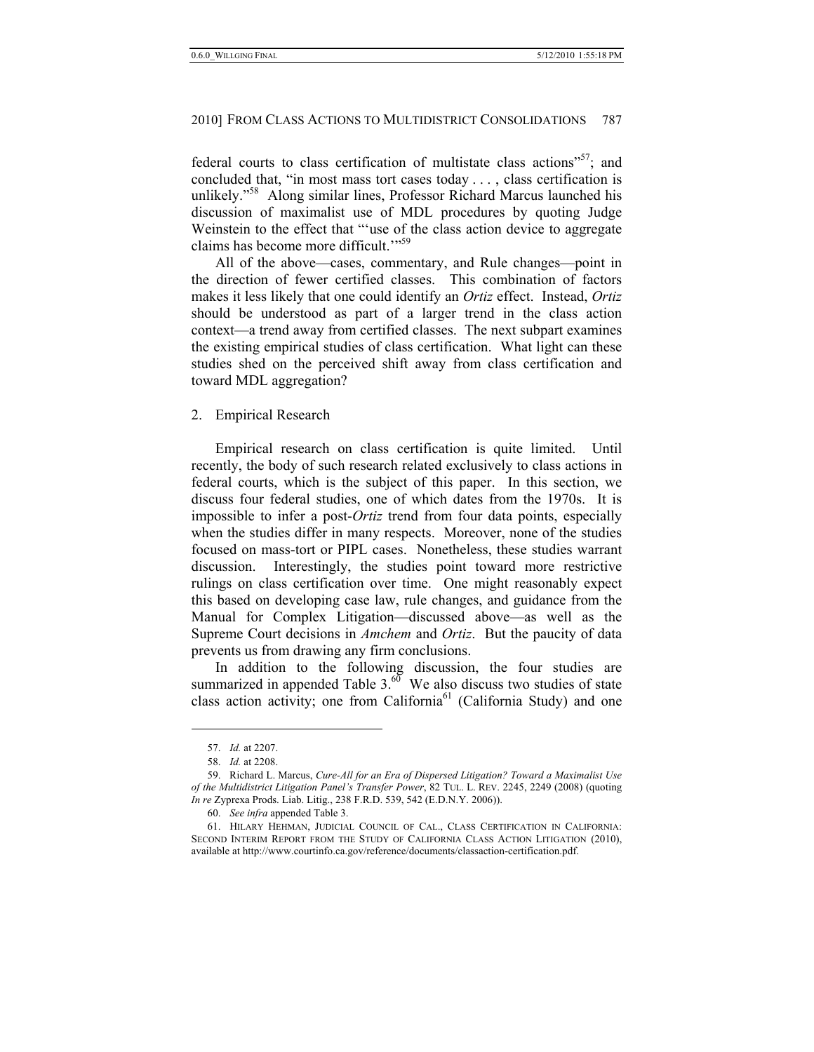federal courts to class certification of multistate class actions"[57]; and concluded that, "in most mass tort cases today . . . , class certification is unlikely."[58] Along similar lines, Professor Richard Marcus launched his discussion of maximalist use of MDL procedures by quoting Judge Weinstein to the effect that "'use of the class action device to aggregate claims has become more difficult.'"[59]

All of the above—cases, commentary, and Rule changes—point in the direction of fewer certified classes. This combination of factors makes it less likely that one could identify an *Ortiz* effect. Instead, *Ortiz* should be understood as part of a larger trend in the class action context—a trend away from certified classes. The next subpart examines the existing empirical studies of class certification. What light can these studies shed on the perceived shift away from class certification and toward MDL aggregation?

## 2. Empirical Research

Empirical research on class certification is quite limited. Until recently, the body of such research related exclusively to class actions in federal courts, which is the subject of this paper. In this section, we discuss four federal studies, one of which dates from the 1970s. It is impossible to infer a post-*Ortiz* trend from four data points, especially when the studies differ in many respects. Moreover, none of the studies focused on mass-tort or PIPL cases. Nonetheless, these studies warrant discussion. Interestingly, the studies point toward more restrictive rulings on class certification over time. One might reasonably expect this based on developing case law, rule changes, and guidance from the Manual for Complex Litigation—discussed above—as well as the Supreme Court decisions in *Amchem* and *Ortiz*. But the paucity of data prevents us from drawing any firm conclusions.

In addition to the following discussion, the four studies are summarized in appended Table 3.[60] We also discuss two studies of state class action activity; one from California[61] (California Study) and one

---

57. *Id.* at 2207.

58. *Id.* at 2208.

59. Richard L. Marcus, *Cure-All for an Era of Dispersed Litigation? Toward a Maximalist Use of the Multidistrict Litigation Panel's Transfer Power*, 82 TUL. L. REV. 2245, 2249 (2008) (quoting *In re* Zyprexa Prods. Liab. Litig., 238 F.R.D. 539, 542 (E.D.N.Y. 2006)).

60. *See infra* appended Table 3.

61. HILARY HEHMAN, JUDICIAL COUNCIL OF CAL., CLASS CERTIFICATION IN CALIFORNIA: SECOND INTERIM REPORT FROM THE STUDY OF CALIFORNIA CLASS ACTION LITIGATION (2010), available at http://www.courtinfo.ca.gov/reference/documents/classaction-certification.pdf.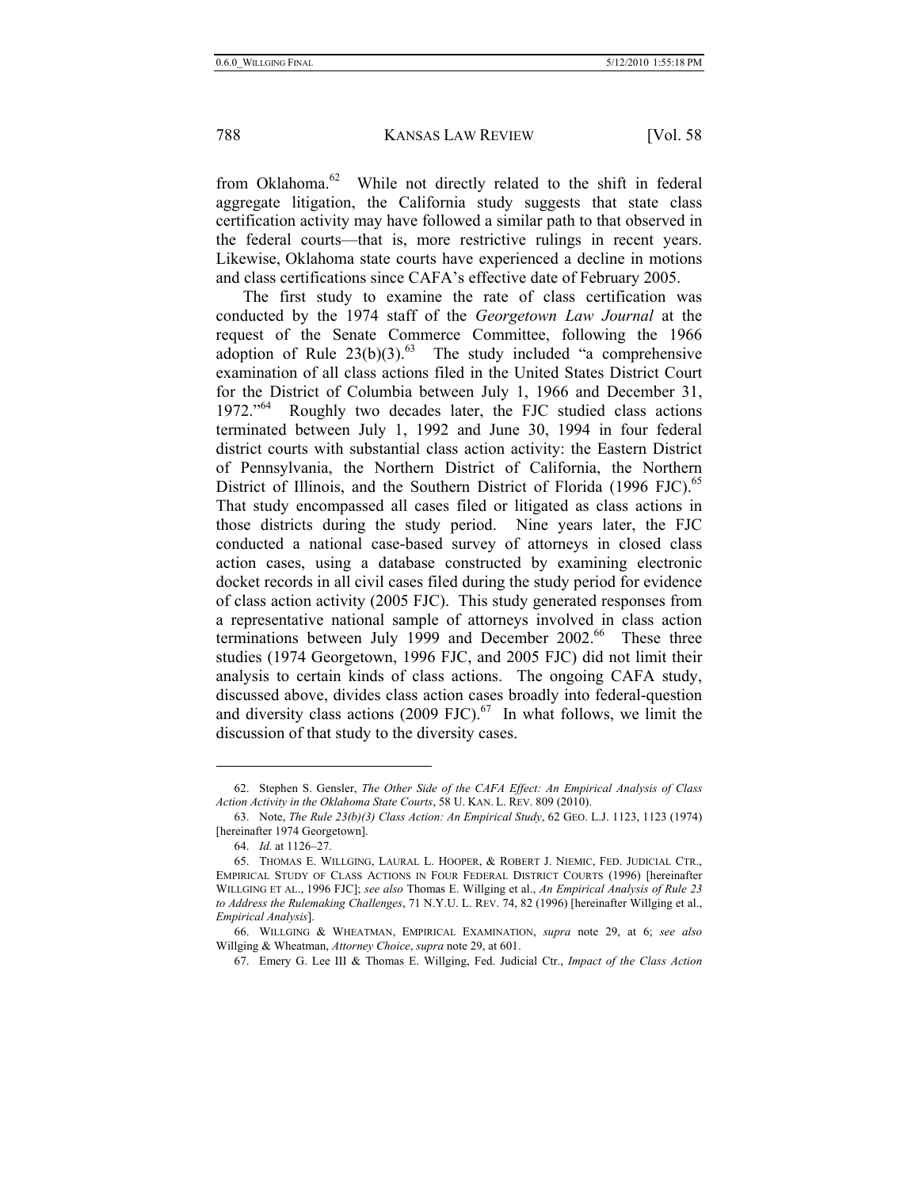from Oklahoma.[62] While not directly related to the shift in federal aggregate litigation, the California study suggests that state class certification activity may have followed a similar path to that observed in the federal courts—that is, more restrictive rulings in recent years. Likewise, Oklahoma state courts have experienced a decline in motions and class certifications since CAFA's effective date of February 2005.

The first study to examine the rate of class certification was conducted by the 1974 staff of the *Georgetown Law Journal* at the request of the Senate Commerce Committee, following the 1966 adoption of Rule 23(b)(3).[63] The study included "a comprehensive examination of all class actions filed in the United States District Court for the District of Columbia between July 1, 1966 and December 31, 1972."[64] Roughly two decades later, the FJC studied class actions terminated between July 1, 1992 and June 30, 1994 in four federal district courts with substantial class action activity: the Eastern District of Pennsylvania, the Northern District of California, the Northern District of Illinois, and the Southern District of Florida (1996 FJC).[65] That study encompassed all cases filed or litigated as class actions in those districts during the study period. Nine years later, the FJC conducted a national case-based survey of attorneys in closed class action cases, using a database constructed by examining electronic docket records in all civil cases filed during the study period for evidence of class action activity (2005 FJC). This study generated responses from a representative national sample of attorneys involved in class action terminations between July 1999 and December 2002.[66] These three studies (1974 Georgetown, 1996 FJC, and 2005 FJC) did not limit their analysis to certain kinds of class actions. The ongoing CAFA study, discussed above, divides class action cases broadly into federal-question and diversity class actions (2009 FJC).[67] In what follows, we limit the discussion of that study to the diversity cases.

---

62. Stephen S. Gensler, *The Other Side of the CAFA Effect: An Empirical Analysis of Class Action Activity in the Oklahoma State Courts*, 58 U. KAN. L. REV. 809 (2010).

63. Note, *The Rule 23(b)(3) Class Action: An Empirical Study*, 62 GEO. L.J. 1123, 1123 (1974) [hereinafter 1974 Georgetown].

64. *Id.* at 1126–27.

65. THOMAS E. WILLGING, LAURAL L. HOOPER, & ROBERT J. NIEMIC, FED. JUDICIAL CTR., EMPIRICAL STUDY OF CLASS ACTIONS IN FOUR FEDERAL DISTRICT COURTS (1996) [hereinafter WILLGING ET AL., 1996 FJC]; *see also* Thomas E. Willging et al., *An Empirical Analysis of Rule 23 to Address the Rulemaking Challenges*, 71 N.Y.U. L. REV. 74, 82 (1996) [hereinafter Willging et al., *Empirical Analysis*].

66. WILLGING & WHEATMAN, EMPIRICAL EXAMINATION, *supra* note 29, at 6; *see also* Willging & Wheatman, *Attorney Choice*, *supra* note 29, at 601.

67. Emery G. Lee III & Thomas E. Willging, Fed. Judicial Ctr., *Impact of the Class Action*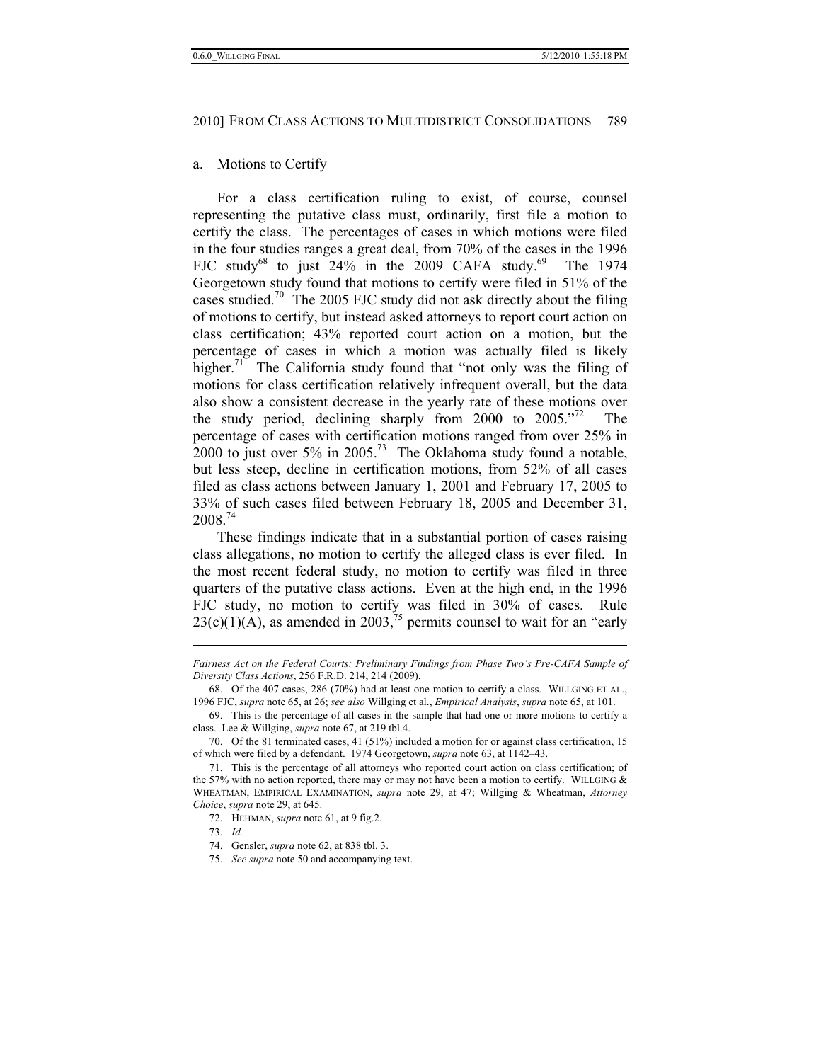a. Motions to Certify

For a class certification ruling to exist, of course, counsel representing the putative class must, ordinarily, first file a motion to certify the class. The percentages of cases in which motions were filed in the four studies ranges a great deal, from 70% of the cases in the 1996 FJC study[68] to just 24% in the 2009 CAFA study.[69] The 1974 Georgetown study found that motions to certify were filed in 51% of the cases studied.[70] The 2005 FJC study did not ask directly about the filing of motions to certify, but instead asked attorneys to report court action on class certification; 43% reported court action on a motion, but the percentage of cases in which a motion was actually filed is likely higher.[71] The California study found that "not only was the filing of motions for class certification relatively infrequent overall, but the data also show a consistent decrease in the yearly rate of these motions over the study period, declining sharply from 2000 to 2005."[72] The percentage of cases with certification motions ranged from over 25% in 2000 to just over 5% in 2005.[73] The Oklahoma study found a notable, but less steep, decline in certification motions, from 52% of all cases filed as class actions between January 1, 2001 and February 17, 2005 to 33% of such cases filed between February 18, 2005 and December 31, 2008.[74]

These findings indicate that in a substantial portion of cases raising class allegations, no motion to certify the alleged class is ever filed. In the most recent federal study, no motion to certify was filed in three quarters of the putative class actions. Even at the high end, in the 1996 FJC study, no motion to certify was filed in 30% of cases. Rule 23(c)(1)(A), as amended in 2003,[75] permits counsel to wait for an "early

---

*Fairness Act on the Federal Courts: Preliminary Findings from Phase Two's Pre-CAFA Sample of Diversity Class Actions*, 256 F.R.D. 214, 214 (2009).

68. Of the 407 cases, 286 (70%) had at least one motion to certify a class. WILLGING ET AL., 1996 FJC, *supra* note 65, at 26; *see also* Willging et al., *Empirical Analysis*, *supra* note 65, at 101.

69. This is the percentage of all cases in the sample that had one or more motions to certify a class. Lee & Willging, *supra* note 67, at 219 tbl.4.

70. Of the 81 terminated cases, 41 (51%) included a motion for or against class certification, 15 of which were filed by a defendant. 1974 Georgetown, *supra* note 63, at 1142–43.

71. This is the percentage of all attorneys who reported court action on class certification; of the 57% with no action reported, there may or may not have been a motion to certify. WILLGING & WHEATMAN, EMPIRICAL EXAMINATION, *supra* note 29, at 47; Willging & Wheatman, *Attorney Choice*, *supra* note 29, at 645.

72. HEHMAN, *supra* note 61, at 9 fig.2.

73. *Id.*

74. Gensler, *supra* note 62, at 838 tbl. 3.

75. *See supra* note 50 and accompanying text.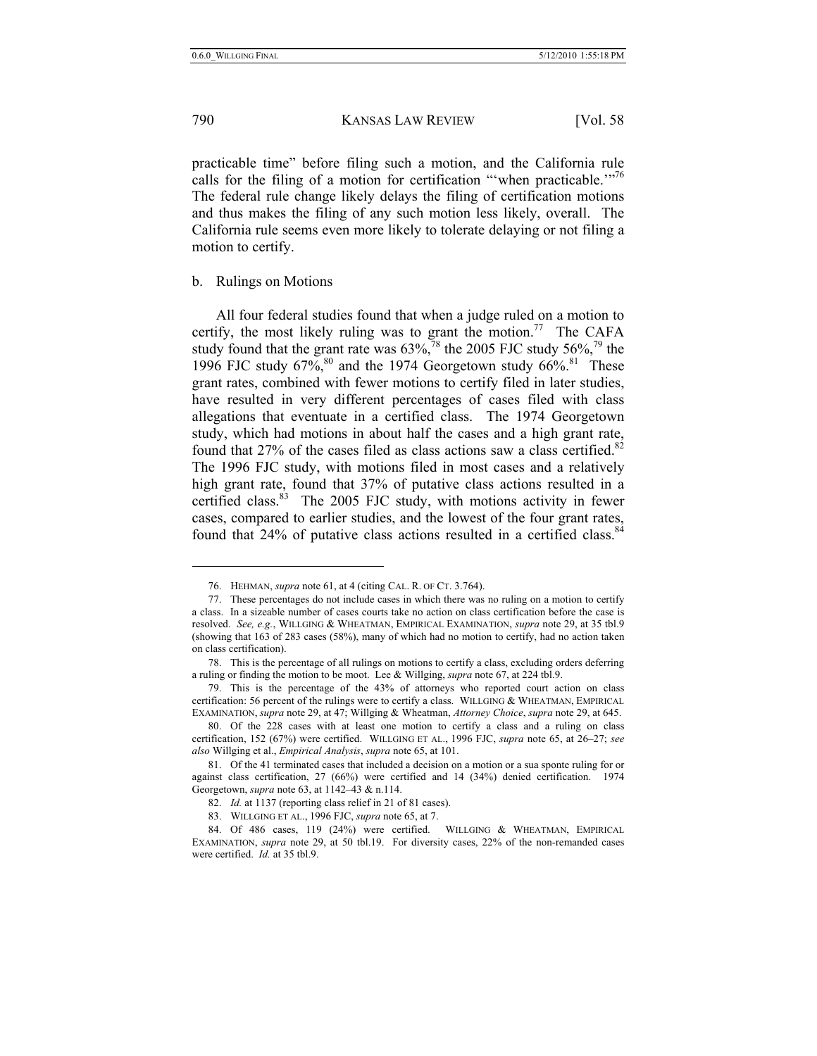practicable time" before filing such a motion, and the California rule calls for the filing of a motion for certification "'when practicable.'"[76] The federal rule change likely delays the filing of certification motions and thus makes the filing of any such motion less likely, overall. The California rule seems even more likely to tolerate delaying or not filing a motion to certify.

### b. Rulings on Motions

All four federal studies found that when a judge ruled on a motion to certify, the most likely ruling was to grant the motion.[77] The CAFA study found that the grant rate was 63%,[78] the 2005 FJC study 56%,[79] the 1996 FJC study 67%,[80] and the 1974 Georgetown study 66%.[81] These grant rates, combined with fewer motions to certify filed in later studies, have resulted in very different percentages of cases filed with class allegations that eventuate in a certified class. The 1974 Georgetown study, which had motions in about half the cases and a high grant rate, found that 27% of the cases filed as class actions saw a class certified.[82] The 1996 FJC study, with motions filed in most cases and a relatively high grant rate, found that 37% of putative class actions resulted in a certified class.[83] The 2005 FJC study, with motions activity in fewer cases, compared to earlier studies, and the lowest of the four grant rates, found that 24% of putative class actions resulted in a certified class.[84]

---

76. HEHMAN, *supra* note 61, at 4 (citing CAL. R. OF CT. 3.764).

77. These percentages do not include cases in which there was no ruling on a motion to certify a class. In a sizeable number of cases courts take no action on class certification before the case is resolved. *See, e.g.*, WILLGING & WHEATMAN, EMPIRICAL EXAMINATION, *supra* note 29, at 35 tbl.9 (showing that 163 of 283 cases (58%), many of which had no motion to certify, had no action taken on class certification).

78. This is the percentage of all rulings on motions to certify a class, excluding orders deferring a ruling or finding the motion to be moot. Lee & Willging, *supra* note 67, at 224 tbl.9.

79. This is the percentage of the 43% of attorneys who reported court action on class certification: 56 percent of the rulings were to certify a class. WILLGING & WHEATMAN, EMPIRICAL EXAMINATION, *supra* note 29, at 47; Willging & Wheatman, *Attorney Choice*, *supra* note 29, at 645.

80. Of the 228 cases with at least one motion to certify a class and a ruling on class certification, 152 (67%) were certified. WILLGING ET AL., 1996 FJC, *supra* note 65, at 26–27; *see also* Willging et al., *Empirical Analysis*, *supra* note 65, at 101.

81. Of the 41 terminated cases that included a decision on a motion or a sua sponte ruling for or against class certification, 27 (66%) were certified and 14 (34%) denied certification. 1974 Georgetown, *supra* note 63, at 1142–43 & n.114.

82. *Id.* at 1137 (reporting class relief in 21 of 81 cases).

83. WILLGING ET AL., 1996 FJC, *supra* note 65, at 7.

84. Of 486 cases, 119 (24%) were certified. WILLGING & WHEATMAN, EMPIRICAL EXAMINATION, *supra* note 29, at 50 tbl.19. For diversity cases, 22% of the non-remanded cases were certified. *Id.* at 35 tbl.9.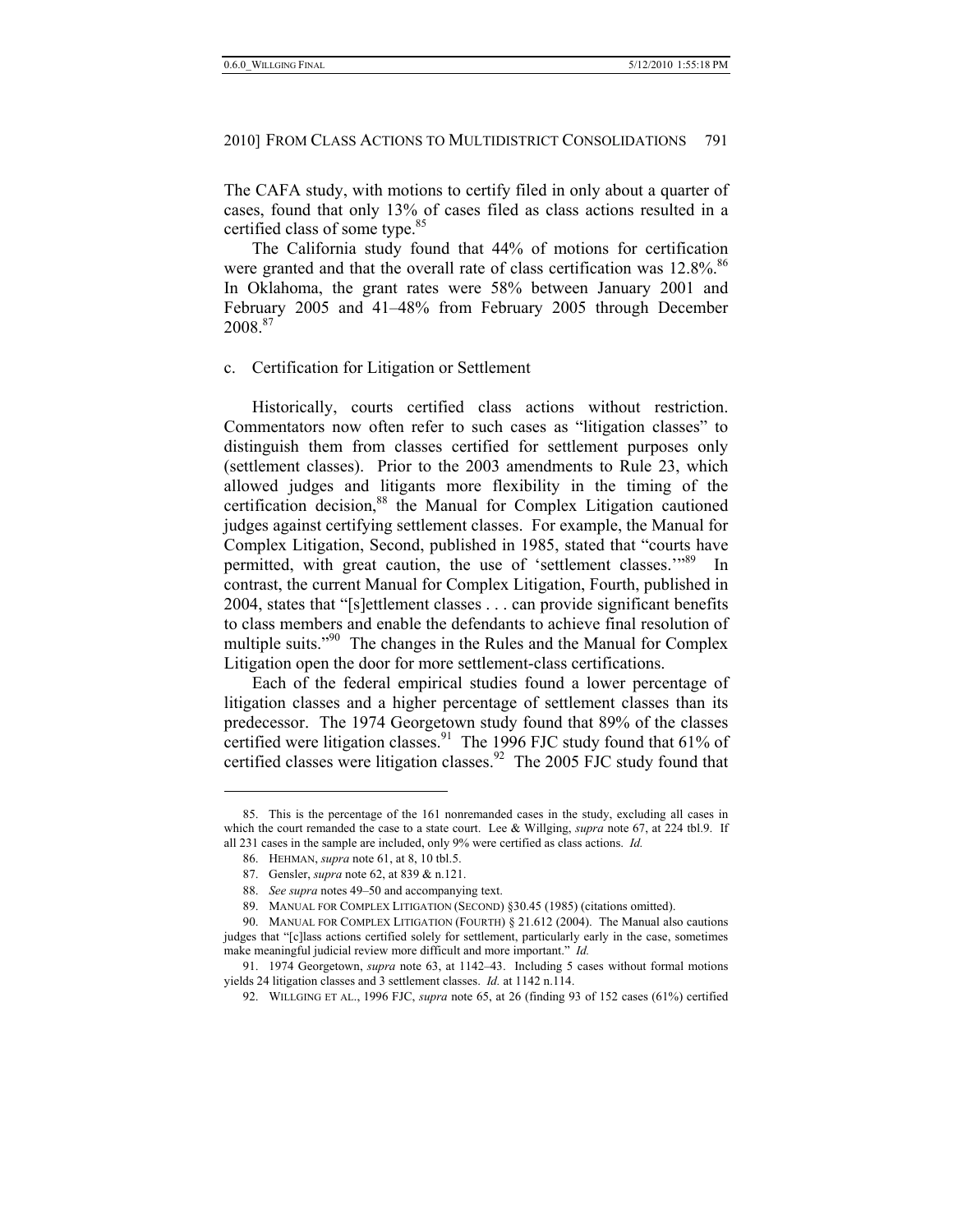The CAFA study, with motions to certify filed in only about a quarter of cases, found that only 13% of cases filed as class actions resulted in a certified class of some type.[85]

The California study found that 44% of motions for certification were granted and that the overall rate of class certification was 12.8%.[86] In Oklahoma, the grant rates were 58% between January 2001 and February 2005 and 41–48% from February 2005 through December 2008.[87]

c. Certification for Litigation or Settlement

Historically, courts certified class actions without restriction. Commentators now often refer to such cases as "litigation classes" to distinguish them from classes certified for settlement purposes only (settlement classes). Prior to the 2003 amendments to Rule 23, which allowed judges and litigants more flexibility in the timing of the certification decision,[88] the Manual for Complex Litigation cautioned judges against certifying settlement classes. For example, the Manual for Complex Litigation, Second, published in 1985, stated that "courts have permitted, with great caution, the use of 'settlement classes.'"[89] In contrast, the current Manual for Complex Litigation, Fourth, published in 2004, states that "[s]ettlement classes . . . can provide significant benefits to class members and enable the defendants to achieve final resolution of multiple suits."[90] The changes in the Rules and the Manual for Complex Litigation open the door for more settlement-class certifications.

Each of the federal empirical studies found a lower percentage of litigation classes and a higher percentage of settlement classes than its predecessor. The 1974 Georgetown study found that 89% of the classes certified were litigation classes.[91] The 1996 FJC study found that 61% of certified classes were litigation classes.[92] The 2005 FJC study found that

---

85. This is the percentage of the 161 nonremanded cases in the study, excluding all cases in which the court remanded the case to a state court. Lee & Willging, *supra* note 67, at 224 tbl.9. If all 231 cases in the sample are included, only 9% were certified as class actions. *Id.*

86. HEHMAN, *supra* note 61, at 8, 10 tbl.5.

87. Gensler, *supra* note 62, at 839 & n.121.

88. *See supra* notes 49–50 and accompanying text.

89. MANUAL FOR COMPLEX LITIGATION (SECOND) §30.45 (1985) (citations omitted).

90. MANUAL FOR COMPLEX LITIGATION (FOURTH) § 21.612 (2004). The Manual also cautions judges that "[c]lass actions certified solely for settlement, particularly early in the case, sometimes make meaningful judicial review more difficult and more important." *Id.*

91. 1974 Georgetown, *supra* note 63, at 1142–43. Including 5 cases without formal motions yields 24 litigation classes and 3 settlement classes. *Id.* at 1142 n.114.

92. WILLGING ET AL., 1996 FJC, *supra* note 65, at 26 (finding 93 of 152 cases (61%) certified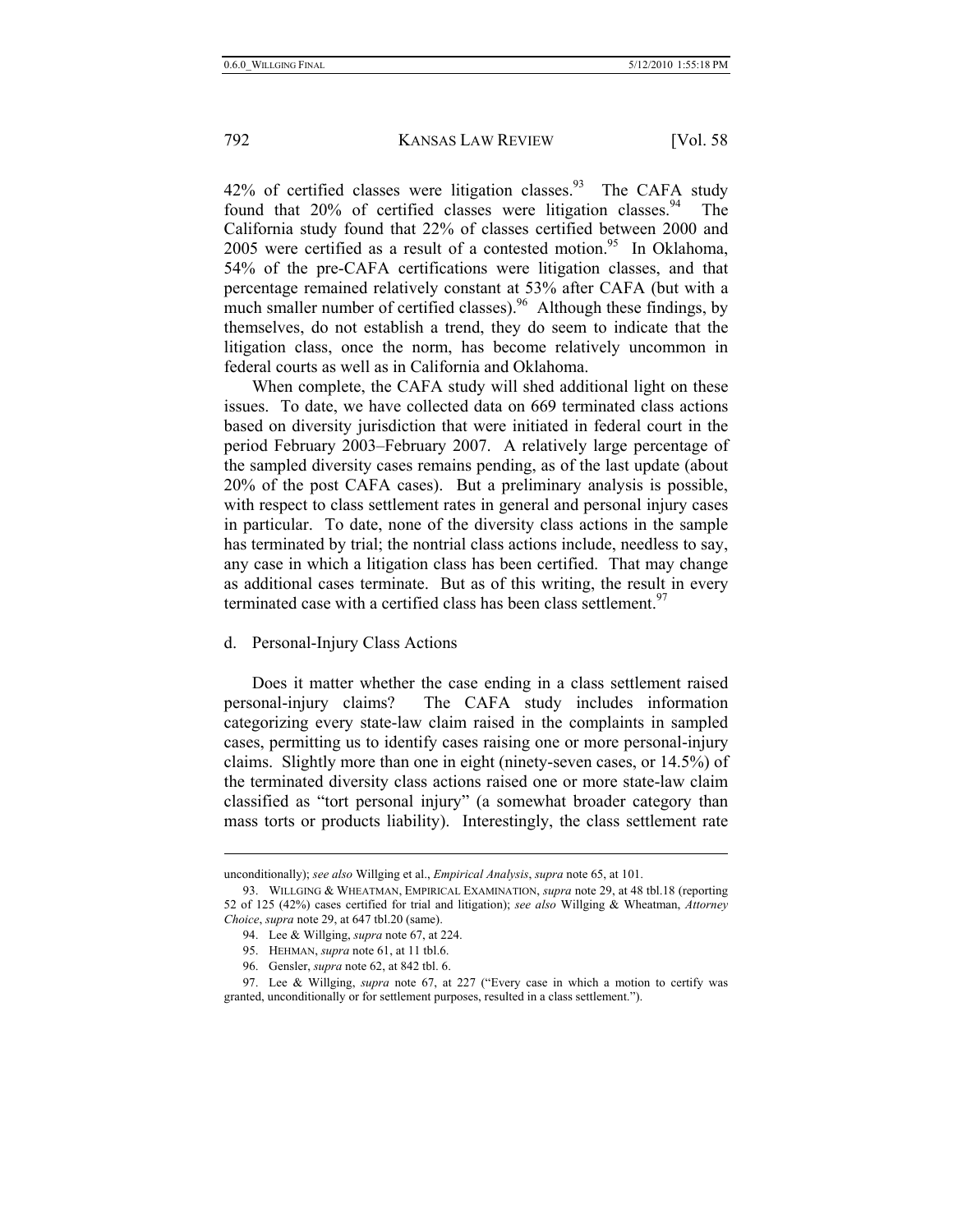42% of certified classes were litigation classes.[93] The CAFA study found that 20% of certified classes were litigation classes.[94] The California study found that 22% of classes certified between 2000 and 2005 were certified as a result of a contested motion.[95] In Oklahoma, 54% of the pre-CAFA certifications were litigation classes, and that percentage remained relatively constant at 53% after CAFA (but with a much smaller number of certified classes).[96] Although these findings, by themselves, do not establish a trend, they do seem to indicate that the litigation class, once the norm, has become relatively uncommon in federal courts as well as in California and Oklahoma.

When complete, the CAFA study will shed additional light on these issues. To date, we have collected data on 669 terminated class actions based on diversity jurisdiction that were initiated in federal court in the period February 2003–February 2007. A relatively large percentage of the sampled diversity cases remains pending, as of the last update (about 20% of the post CAFA cases). But a preliminary analysis is possible, with respect to class settlement rates in general and personal injury cases in particular. To date, none of the diversity class actions in the sample has terminated by trial; the nontrial class actions include, needless to say, any case in which a litigation class has been certified. That may change as additional cases terminate. But as of this writing, the result in every terminated case with a certified class has been class settlement.[97]

d. Personal-Injury Class Actions

Does it matter whether the case ending in a class settlement raised personal-injury claims? The CAFA study includes information categorizing every state-law claim raised in the complaints in sampled cases, permitting us to identify cases raising one or more personal-injury claims. Slightly more than one in eight (ninety-seven cases, or 14.5%) of the terminated diversity class actions raised one or more state-law claim classified as "tort personal injury" (a somewhat broader category than mass torts or products liability). Interestingly, the class settlement rate

---

unconditionally); *see also* Willging et al., *Empirical Analysis*, *supra* note 65, at 101.

93. WILLGING & WHEATMAN, EMPIRICAL EXAMINATION, *supra* note 29, at 48 tbl.18 (reporting 52 of 125 (42%) cases certified for trial and litigation); *see also* Willging & Wheatman, *Attorney Choice*, *supra* note 29, at 647 tbl.20 (same).

94. Lee & Willging, *supra* note 67, at 224.

95. HEHMAN, *supra* note 61, at 11 tbl.6.

96. Gensler, *supra* note 62, at 842 tbl. 6.

97. Lee & Willging, *supra* note 67, at 227 ("Every case in which a motion to certify was granted, unconditionally or for settlement purposes, resulted in a class settlement.").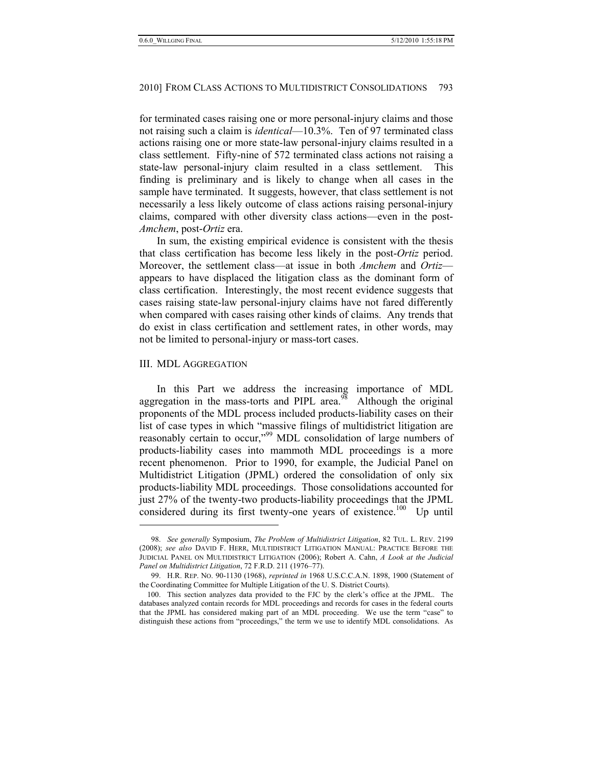for terminated cases raising one or more personal-injury claims and those not raising such a claim is *identical*—10.3%. Ten of 97 terminated class actions raising one or more state-law personal-injury claims resulted in a class settlement. Fifty-nine of 572 terminated class actions not raising a state-law personal-injury claim resulted in a class settlement. This finding is preliminary and is likely to change when all cases in the sample have terminated. It suggests, however, that class settlement is not necessarily a less likely outcome of class actions raising personal-injury claims, compared with other diversity class actions—even in the post-*Amchem*, post-*Ortiz* era.

In sum, the existing empirical evidence is consistent with the thesis that class certification has become less likely in the post-*Ortiz* period. Moreover, the settlement class—at issue in both *Amchem* and *Ortiz*—appears to have displaced the litigation class as the dominant form of class certification. Interestingly, the most recent evidence suggests that cases raising state-law personal-injury claims have not fared differently when compared with cases raising other kinds of claims. Any trends that do exist in class certification and settlement rates, in other words, may not be limited to personal-injury or mass-tort cases.

## III. MDL AGGREGATION

In this Part we address the increasing importance of MDL aggregation in the mass-torts and PIPL area.[98] Although the original proponents of the MDL process included products-liability cases on their list of case types in which "massive filings of multidistrict litigation are reasonably certain to occur,"[99] MDL consolidation of large numbers of products-liability cases into mammoth MDL proceedings is a more recent phenomenon. Prior to 1990, for example, the Judicial Panel on Multidistrict Litigation (JPML) ordered the consolidation of only six products-liability MDL proceedings. Those consolidations accounted for just 27% of the twenty-two products-liability proceedings that the JPML considered during its first twenty-one years of existence.[100] Up until

---

98. *See generally* Symposium, *The Problem of Multidistrict Litigation*, 82 TUL. L. REV. 2199 (2008); *see also* DAVID F. HERR, MULTIDISTRICT LITIGATION MANUAL: PRACTICE BEFORE THE JUDICIAL PANEL ON MULTIDISTRICT LITIGATION (2006); Robert A. Cahn, *A Look at the Judicial Panel on Multidistrict Litigation*, 72 F.R.D. 211 (1976–77).

99. H.R. REP. NO. 90-1130 (1968), *reprinted in* 1968 U.S.C.C.A.N. 1898, 1900 (Statement of the Coordinating Committee for Multiple Litigation of the U. S. District Courts).

100. This section analyzes data provided to the FJC by the clerk's office at the JPML. The databases analyzed contain records for MDL proceedings and records for cases in the federal courts that the JPML has considered making part of an MDL proceeding. We use the term "case" to distinguish these actions from "proceedings," the term we use to identify MDL consolidations. As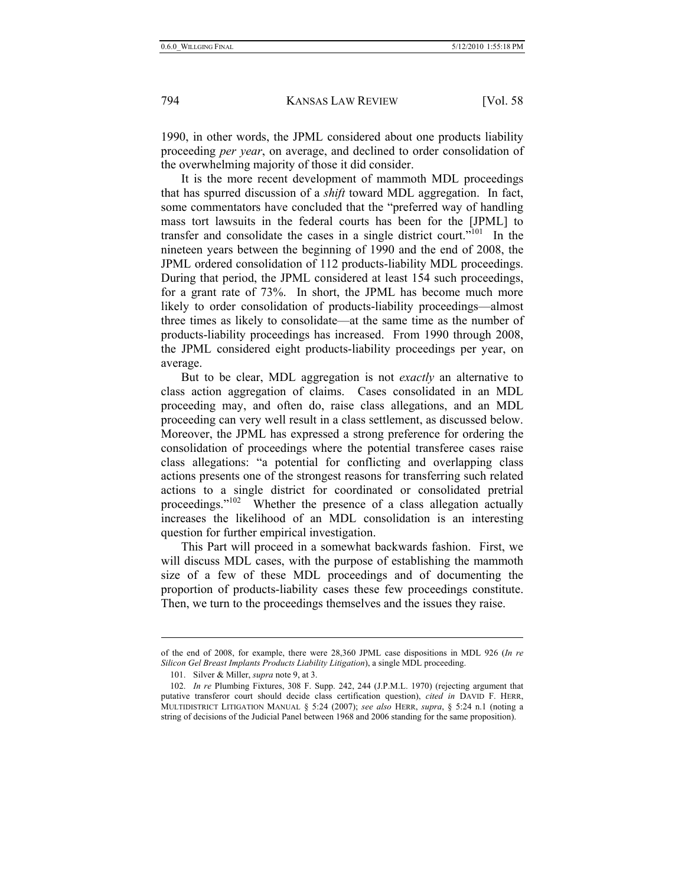1990, in other words, the JPML considered about one products liability proceeding *per year*, on average, and declined to order consolidation of the overwhelming majority of those it did consider.

It is the more recent development of mammoth MDL proceedings that has spurred discussion of a *shift* toward MDL aggregation. In fact, some commentators have concluded that the "preferred way of handling mass tort lawsuits in the federal courts has been for the [JPML] to transfer and consolidate the cases in a single district court."[101] In the nineteen years between the beginning of 1990 and the end of 2008, the JPML ordered consolidation of 112 products-liability MDL proceedings. During that period, the JPML considered at least 154 such proceedings, for a grant rate of 73%. In short, the JPML has become much more likely to order consolidation of products-liability proceedings—almost three times as likely to consolidate—at the same time as the number of products-liability proceedings has increased. From 1990 through 2008, the JPML considered eight products-liability proceedings per year, on average.

But to be clear, MDL aggregation is not *exactly* an alternative to class action aggregation of claims. Cases consolidated in an MDL proceeding may, and often do, raise class allegations, and an MDL proceeding can very well result in a class settlement, as discussed below. Moreover, the JPML has expressed a strong preference for ordering the consolidation of proceedings where the potential transferee cases raise class allegations: "a potential for conflicting and overlapping class actions presents one of the strongest reasons for transferring such related actions to a single district for coordinated or consolidated pretrial proceedings."[102] Whether the presence of a class allegation actually increases the likelihood of an MDL consolidation is an interesting question for further empirical investigation.

This Part will proceed in a somewhat backwards fashion. First, we will discuss MDL cases, with the purpose of establishing the mammoth size of a few of these MDL proceedings and of documenting the proportion of products-liability cases these few proceedings constitute. Then, we turn to the proceedings themselves and the issues they raise.

---

of the end of 2008, for example, there were 28,360 JPML case dispositions in MDL 926 (*In re Silicon Gel Breast Implants Products Liability Litigation*), a single MDL proceeding.

101. Silver & Miller, *supra* note 9, at 3.

102. *In re* Plumbing Fixtures, 308 F. Supp. 242, 244 (J.P.M.L. 1970) (rejecting argument that putative transferor court should decide class certification question), *cited in* DAVID F. HERR, MULTIDISTRICT LITIGATION MANUAL § 5:24 (2007); *see also* HERR, *supra*, § 5:24 n.1 (noting a string of decisions of the Judicial Panel between 1968 and 2006 standing for the same proposition).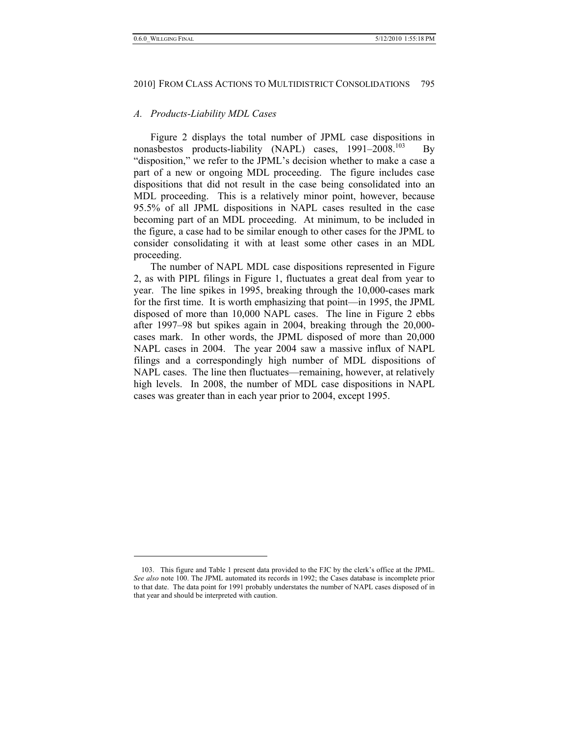### *A. Products-Liability MDL Cases*

Figure 2 displays the total number of JPML case dispositions in nonasbestos products-liability (NAPL) cases, 1991–2008.[103] By "disposition," we refer to the JPML's decision whether to make a case a part of a new or ongoing MDL proceeding. The figure includes case dispositions that did not result in the case being consolidated into an MDL proceeding. This is a relatively minor point, however, because 95.5% of all JPML dispositions in NAPL cases resulted in the case becoming part of an MDL proceeding. At minimum, to be included in the figure, a case had to be similar enough to other cases for the JPML to consider consolidating it with at least some other cases in an MDL proceeding.

The number of NAPL MDL case dispositions represented in Figure 2, as with PIPL filings in Figure 1, fluctuates a great deal from year to year. The line spikes in 1995, breaking through the 10,000-cases mark for the first time. It is worth emphasizing that point—in 1995, the JPML disposed of more than 10,000 NAPL cases. The line in Figure 2 ebbs after 1997–98 but spikes again in 2004, breaking through the 20,000-cases mark. In other words, the JPML disposed of more than 20,000 NAPL cases in 2004. The year 2004 saw a massive influx of NAPL filings and a correspondingly high number of MDL dispositions of NAPL cases. The line then fluctuates—remaining, however, at relatively high levels. In 2008, the number of MDL case dispositions in NAPL cases was greater than in each year prior to 2004, except 1995.

---

103. This figure and Table 1 present data provided to the FJC by the clerk's office at the JPML. *See also* note 100. The JPML automated its records in 1992; the Cases database is incomplete prior to that date. The data point for 1991 probably understates the number of NAPL cases disposed of in that year and should be interpreted with caution.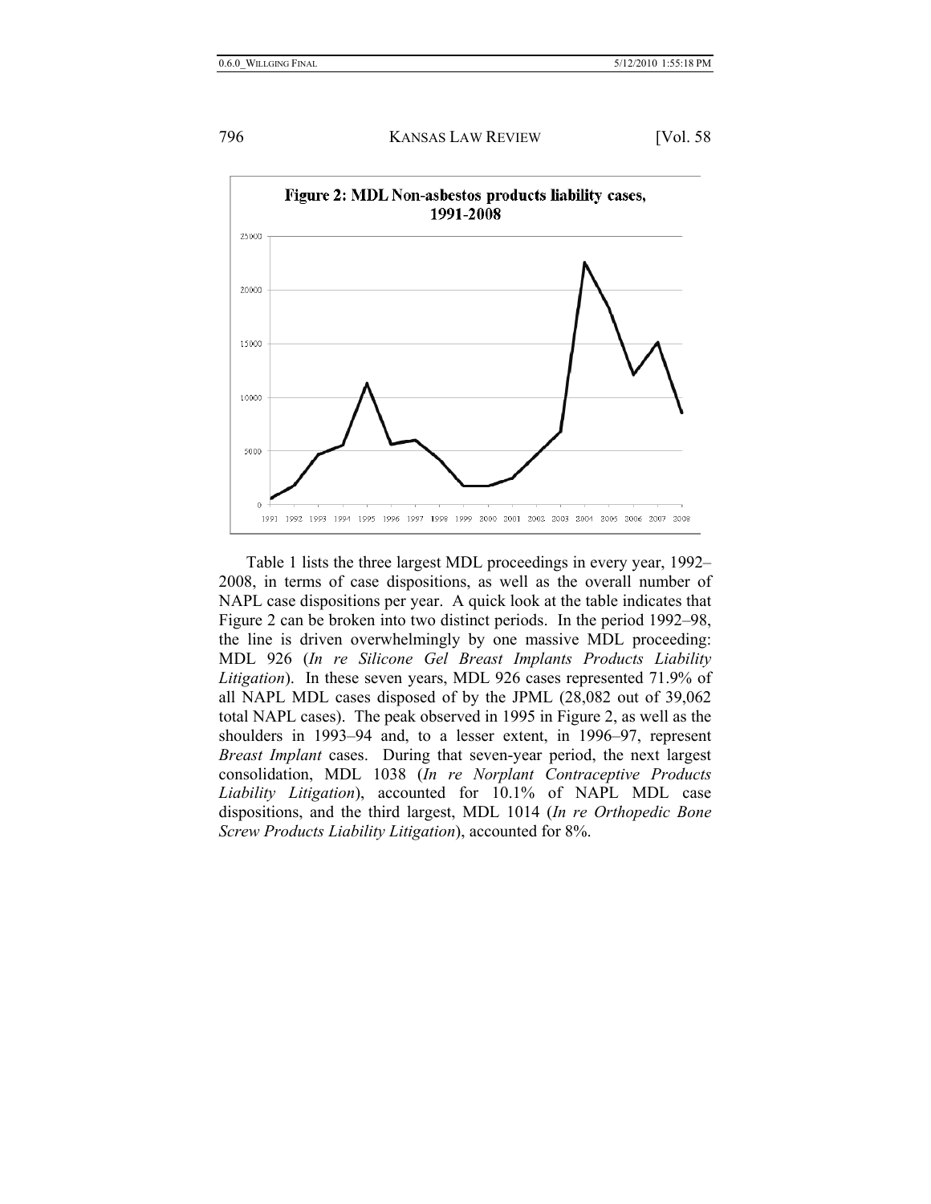**Figure 2: MDL Non-asbestos products liability cases, 1991-2008**

Table 1 lists the three largest MDL proceedings in every year, 1992–2008, in terms of case dispositions, as well as the overall number of NAPL case dispositions per year. A quick look at the table indicates that Figure 2 can be broken into two distinct periods. In the period 1992–98, the line is driven overwhelmingly by one massive MDL proceeding: MDL 926 (*In re Silicone Gel Breast Implants Products Liability Litigation*). In these seven years, MDL 926 cases represented 71.9% of all NAPL MDL cases disposed of by the JPML (28,082 out of 39,062 total NAPL cases). The peak observed in 1995 in Figure 2, as well as the shoulders in 1993–94 and, to a lesser extent, in 1996–97, represent *Breast Implant* cases. During that seven-year period, the next largest consolidation, MDL 1038 (*In re Norplant Contraceptive Products Liability Litigation*), accounted for 10.1% of NAPL MDL case dispositions, and the third largest, MDL 1014 (*In re Orthopedic Bone Screw Products Liability Litigation*), accounted for 8%.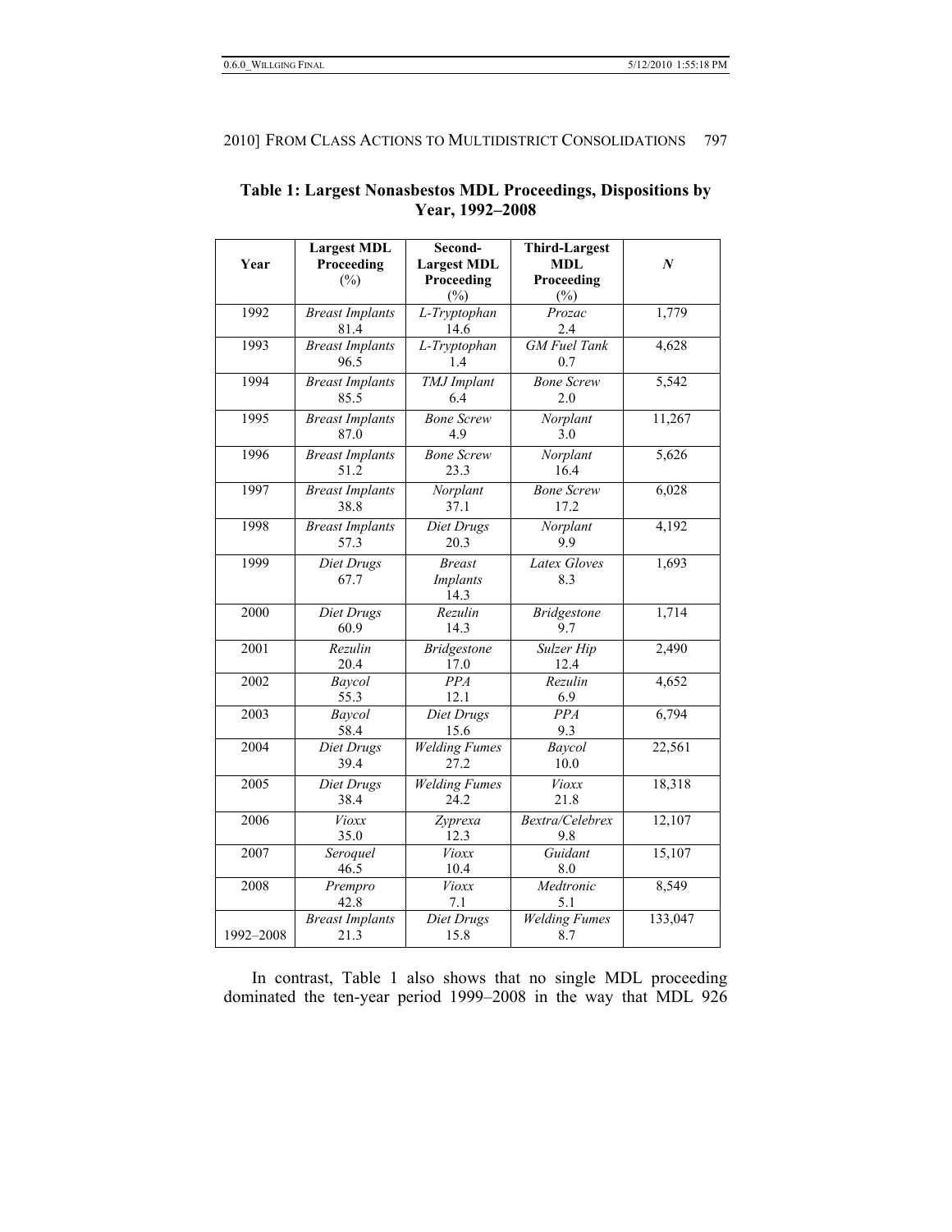**Table 1: Largest Nonasbestos MDL Proceedings, Dispositions by Year, 1992–2008**

| Year | Largest MDL Proceeding (%) | Second-Largest MDL Proceeding (%) | Third-Largest MDL Proceeding (%) | *N* |
|---|---|---|---|---|
| 1992 | *Breast Implants* 81.4 | *L-Tryptophan* 14.6 | *Prozac* 2.4 | 1,779 |
| 1993 | *Breast Implants* 96.5 | *L-Tryptophan* 1.4 | *GM Fuel Tank* 0.7 | 4,628 |
| 1994 | *Breast Implants* 85.5 | *TMJ Implant* 6.4 | *Bone Screw* 2.0 | 5,542 |
| 1995 | *Breast Implants* 87.0 | *Bone Screw* 4.9 | *Norplant* 3.0 | 11,267 |
| 1996 | *Breast Implants* 51.2 | *Bone Screw* 23.3 | *Norplant* 16.4 | 5,626 |
| 1997 | *Breast Implants* 38.8 | *Norplant* 37.1 | *Bone Screw* 17.2 | 6,028 |
| 1998 | *Breast Implants* 57.3 | *Diet Drugs* 20.3 | *Norplant* 9.9 | 4,192 |
| 1999 | *Diet Drugs* 67.7 | *Breast Implants* 14.3 | *Latex Gloves* 8.3 | 1,693 |
| 2000 | *Diet Drugs* 60.9 | *Rezulin* 14.3 | *Bridgestone* 9.7 | 1,714 |
| 2001 | *Rezulin* 20.4 | *Bridgestone* 17.0 | *Sulzer Hip* 12.4 | 2,490 |
| 2002 | *Baycol* 55.3 | *PPA* 12.1 | *Rezulin* 6.9 | 4,652 |
| 2003 | *Baycol* 58.4 | *Diet Drugs* 15.6 | *PPA* 9.3 | 6,794 |
| 2004 | *Diet Drugs* 39.4 | *Welding Fumes* 27.2 | *Baycol* 10.0 | 22,561 |
| 2005 | *Diet Drugs* 38.4 | *Welding Fumes* 24.2 | *Vioxx* 21.8 | 18,318 |
| 2006 | *Vioxx* 35.0 | *Zyprexa* 12.3 | *Bextra/Celebrex* 9.8 | 12,107 |
| 2007 | *Seroquel* 46.5 | *Vioxx* 10.4 | *Guidant* 8.0 | 15,107 |
| 2008 | *Prempro* 42.8 | *Vioxx* 7.1 | *Medtronic* 5.1 | 8,549 |
| 1992–2008 | *Breast Implants* 21.3 | *Diet Drugs* 15.8 | *Welding Fumes* 8.7 | 133,047 |

In contrast, Table 1 also shows that no single MDL proceeding dominated the ten-year period 1999–2008 in the way that MDL 926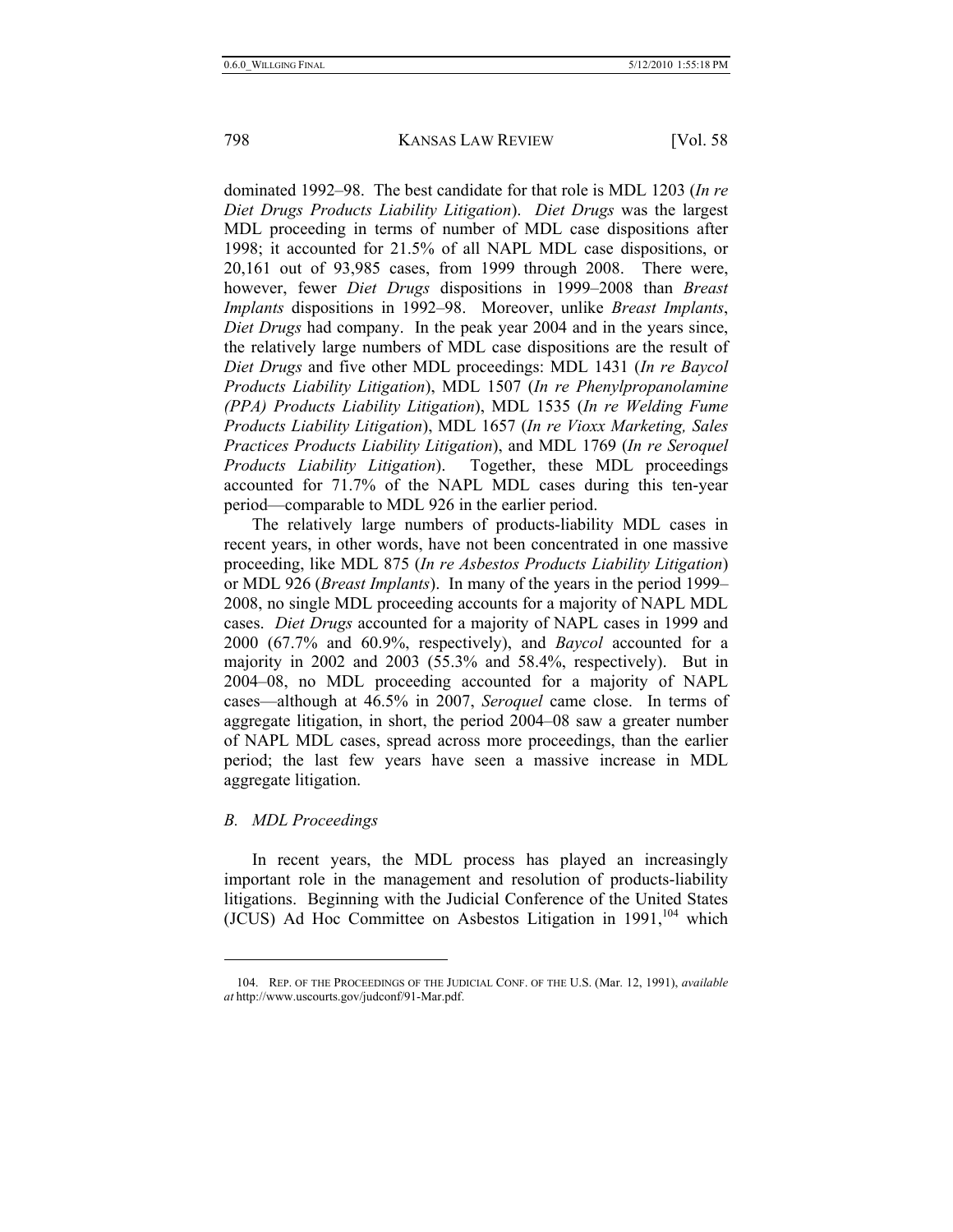dominated 1992–98. The best candidate for that role is MDL 1203 (*In re Diet Drugs Products Liability Litigation*). *Diet Drugs* was the largest MDL proceeding in terms of number of MDL case dispositions after 1998; it accounted for 21.5% of all NAPL MDL case dispositions, or 20,161 out of 93,985 cases, from 1999 through 2008. There were, however, fewer *Diet Drugs* dispositions in 1999–2008 than *Breast Implants* dispositions in 1992–98. Moreover, unlike *Breast Implants*, *Diet Drugs* had company. In the peak year 2004 and in the years since, the relatively large numbers of MDL case dispositions are the result of *Diet Drugs* and five other MDL proceedings: MDL 1431 (*In re Baycol Products Liability Litigation*), MDL 1507 (*In re Phenylpropanolamine (PPA) Products Liability Litigation*), MDL 1535 (*In re Welding Fume Products Liability Litigation*), MDL 1657 (*In re Vioxx Marketing, Sales Practices Products Liability Litigation*), and MDL 1769 (*In re Seroquel Products Liability Litigation*). Together, these MDL proceedings accounted for 71.7% of the NAPL MDL cases during this ten-year period—comparable to MDL 926 in the earlier period.

The relatively large numbers of products-liability MDL cases in recent years, in other words, have not been concentrated in one massive proceeding, like MDL 875 (*In re Asbestos Products Liability Litigation*) or MDL 926 (*Breast Implants*). In many of the years in the period 1999–2008, no single MDL proceeding accounts for a majority of NAPL MDL cases. *Diet Drugs* accounted for a majority of NAPL cases in 1999 and 2000 (67.7% and 60.9%, respectively), and *Baycol* accounted for a majority in 2002 and 2003 (55.3% and 58.4%, respectively). But in 2004–08, no MDL proceeding accounted for a majority of NAPL cases—although at 46.5% in 2007, *Seroquel* came close. In terms of aggregate litigation, in short, the period 2004–08 saw a greater number of NAPL MDL cases, spread across more proceedings, than the earlier period; the last few years have seen a massive increase in MDL aggregate litigation.

### *B. MDL Proceedings*

In recent years, the MDL process has played an increasingly important role in the management and resolution of products-liability litigations. Beginning with the Judicial Conference of the United States (JCUS) Ad Hoc Committee on Asbestos Litigation in 1991,[104] which

---

104. REP. OF THE PROCEEDINGS OF THE JUDICIAL CONF. OF THE U.S. (Mar. 12, 1991), *available at* http://www.uscourts.gov/judconf/91-Mar.pdf.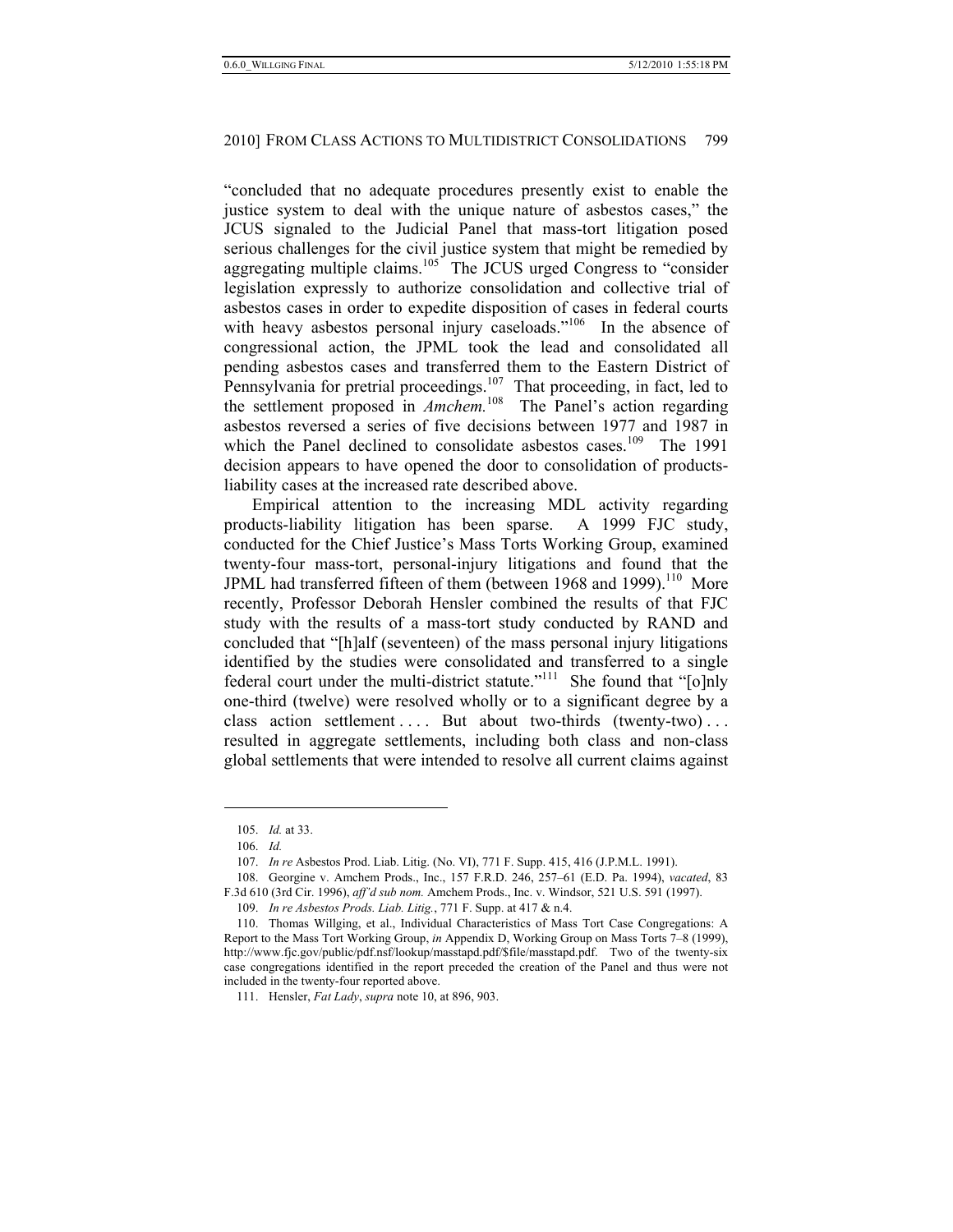"concluded that no adequate procedures presently exist to enable the justice system to deal with the unique nature of asbestos cases," the JCUS signaled to the Judicial Panel that mass-tort litigation posed serious challenges for the civil justice system that might be remedied by aggregating multiple claims.[105] The JCUS urged Congress to "consider legislation expressly to authorize consolidation and collective trial of asbestos cases in order to expedite disposition of cases in federal courts with heavy asbestos personal injury caseloads."[106] In the absence of congressional action, the JPML took the lead and consolidated all pending asbestos cases and transferred them to the Eastern District of Pennsylvania for pretrial proceedings.[107] That proceeding, in fact, led to the settlement proposed in *Amchem.*[108] The Panel's action regarding asbestos reversed a series of five decisions between 1977 and 1987 in which the Panel declined to consolidate asbestos cases.[109] The 1991 decision appears to have opened the door to consolidation of products-liability cases at the increased rate described above.

Empirical attention to the increasing MDL activity regarding products-liability litigation has been sparse. A 1999 FJC study, conducted for the Chief Justice's Mass Torts Working Group, examined twenty-four mass-tort, personal-injury litigations and found that the JPML had transferred fifteen of them (between 1968 and 1999).[110] More recently, Professor Deborah Hensler combined the results of that FJC study with the results of a mass-tort study conducted by RAND and concluded that "[h]alf (seventeen) of the mass personal injury litigations identified by the studies were consolidated and transferred to a single federal court under the multi-district statute."[111] She found that "[o]nly one-third (twelve) were resolved wholly or to a significant degree by a class action settlement . . . . But about two-thirds (twenty-two) . . . resulted in aggregate settlements, including both class and non-class global settlements that were intended to resolve all current claims against

---

105. *Id.* at 33.

106. *Id.*

107. *In re* Asbestos Prod. Liab. Litig. (No. VI), 771 F. Supp. 415, 416 (J.P.M.L. 1991).

108. Georgine v. Amchem Prods., Inc., 157 F.R.D. 246, 257–61 (E.D. Pa. 1994), *vacated*, 83 F.3d 610 (3rd Cir. 1996), *aff'd sub nom.* Amchem Prods., Inc. v. Windsor, 521 U.S. 591 (1997).

109. *In re Asbestos Prods. Liab. Litig.*, 771 F. Supp. at 417 & n.4.

110. Thomas Willging, et al., Individual Characteristics of Mass Tort Case Congregations: A Report to the Mass Tort Working Group, *in* Appendix D, Working Group on Mass Torts 7–8 (1999), http://www.fjc.gov/public/pdf.nsf/lookup/masstapd.pdf/$file/masstapd.pdf. Two of the twenty-six case congregations identified in the report preceded the creation of the Panel and thus were not included in the twenty-four reported above.

111. Hensler, *Fat Lady*, *supra* note 10, at 896, 903.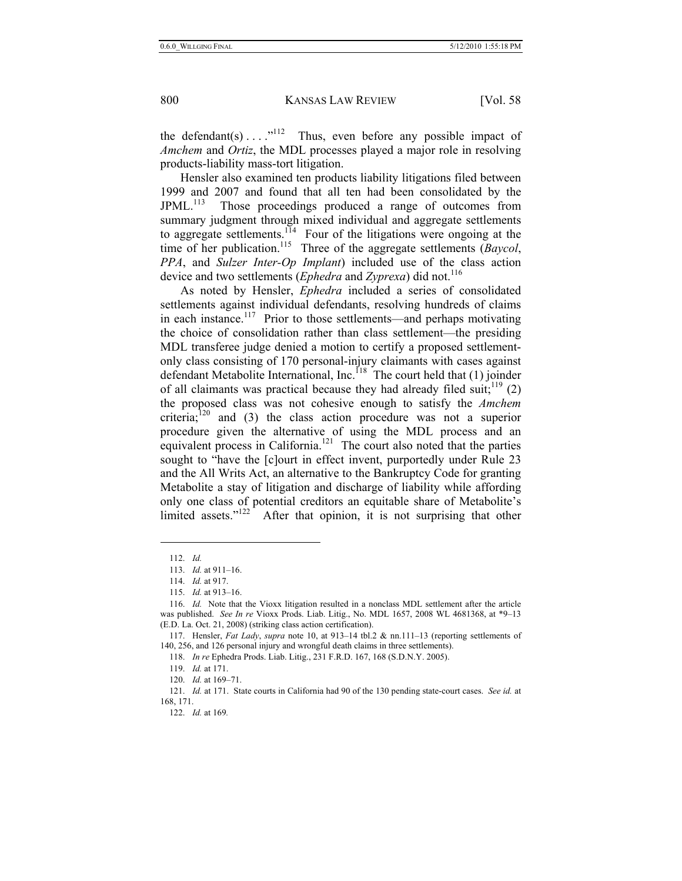the defendant(s) . . . ."[112] Thus, even before any possible impact of *Amchem* and *Ortiz*, the MDL processes played a major role in resolving products-liability mass-tort litigation.

Hensler also examined ten products liability litigations filed between 1999 and 2007 and found that all ten had been consolidated by the JPML.[113] Those proceedings produced a range of outcomes from summary judgment through mixed individual and aggregate settlements to aggregate settlements.[114] Four of the litigations were ongoing at the time of her publication.[115] Three of the aggregate settlements (*Baycol*, *PPA*, and *Sulzer Inter-Op Implant*) included use of the class action device and two settlements (*Ephedra* and *Zyprexa*) did not.[116]

As noted by Hensler, *Ephedra* included a series of consolidated settlements against individual defendants, resolving hundreds of claims in each instance.[117] Prior to those settlements—and perhaps motivating the choice of consolidation rather than class settlement—the presiding MDL transferee judge denied a motion to certify a proposed settlement-only class consisting of 170 personal-injury claimants with cases against defendant Metabolite International, Inc.[118] The court held that (1) joinder of all claimants was practical because they had already filed suit;[119] (2) the proposed class was not cohesive enough to satisfy the *Amchem* criteria;[120] and (3) the class action procedure was not a superior procedure given the alternative of using the MDL process and an equivalent process in California.[121] The court also noted that the parties sought to "have the [c]ourt in effect invent, purportedly under Rule 23 and the All Writs Act, an alternative to the Bankruptcy Code for granting Metabolite a stay of litigation and discharge of liability while affording only one class of potential creditors an equitable share of Metabolite's limited assets."[122] After that opinion, it is not surprising that other

---

112. *Id.*

113. *Id.* at 911–16.

114. *Id.* at 917.

115. *Id.* at 913–16.

116. *Id.* Note that the Vioxx litigation resulted in a nonclass MDL settlement after the article was published. *See In re* Vioxx Prods. Liab. Litig., No. MDL 1657, 2008 WL 4681368, at *9–13 (E.D. La. Oct. 21, 2008) (striking class action certification).

117. Hensler, *Fat Lady*, *supra* note 10, at 913–14 tbl.2 & nn.111–13 (reporting settlements of 140, 256, and 126 personal injury and wrongful death claims in three settlements).

118. *In re* Ephedra Prods. Liab. Litig., 231 F.R.D. 167, 168 (S.D.N.Y. 2005).

119. *Id.* at 171.

120. *Id.* at 169–71.

121. *Id.* at 171. State courts in California had 90 of the 130 pending state-court cases. *See id.* at 168, 171.

122. *Id.* at 169.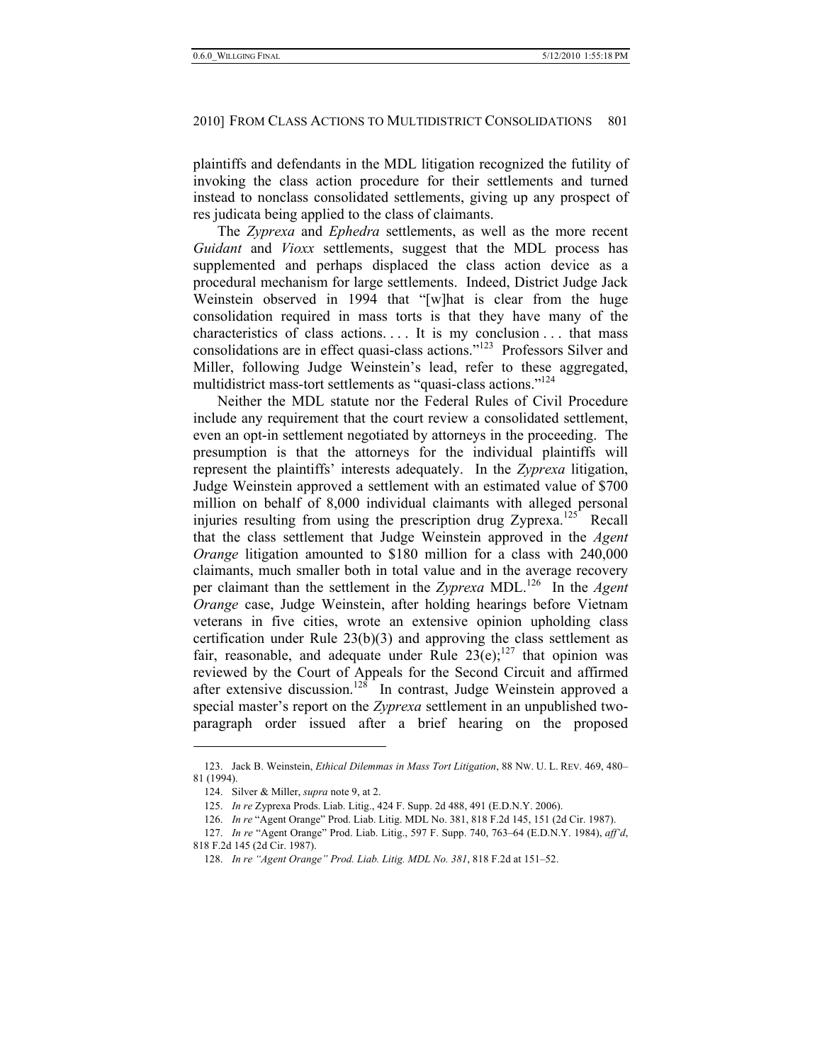plaintiffs and defendants in the MDL litigation recognized the futility of invoking the class action procedure for their settlements and turned instead to nonclass consolidated settlements, giving up any prospect of res judicata being applied to the class of claimants.

The *Zyprexa* and *Ephedra* settlements, as well as the more recent *Guidant* and *Vioxx* settlements, suggest that the MDL process has supplemented and perhaps displaced the class action device as a procedural mechanism for large settlements. Indeed, District Judge Jack Weinstein observed in 1994 that "[w]hat is clear from the huge consolidation required in mass torts is that they have many of the characteristics of class actions. . . . It is my conclusion . . . that mass consolidations are in effect quasi-class actions."[123] Professors Silver and Miller, following Judge Weinstein's lead, refer to these aggregated, multidistrict mass-tort settlements as "quasi-class actions."[124]

Neither the MDL statute nor the Federal Rules of Civil Procedure include any requirement that the court review a consolidated settlement, even an opt-in settlement negotiated by attorneys in the proceeding. The presumption is that the attorneys for the individual plaintiffs will represent the plaintiffs' interests adequately. In the *Zyprexa* litigation, Judge Weinstein approved a settlement with an estimated value of $700 million on behalf of 8,000 individual claimants with alleged personal injuries resulting from using the prescription drug Zyprexa.[125] Recall that the class settlement that Judge Weinstein approved in the *Agent Orange* litigation amounted to $180 million for a class with 240,000 claimants, much smaller both in total value and in the average recovery per claimant than the settlement in the *Zyprexa* MDL.[126] In the *Agent Orange* case, Judge Weinstein, after holding hearings before Vietnam veterans in five cities, wrote an extensive opinion upholding class certification under Rule 23(b)(3) and approving the class settlement as fair, reasonable, and adequate under Rule 23(e);[127] that opinion was reviewed by the Court of Appeals for the Second Circuit and affirmed after extensive discussion.[128] In contrast, Judge Weinstein approved a special master's report on the *Zyprexa* settlement in an unpublished two-paragraph order issued after a brief hearing on the proposed

---

123. Jack B. Weinstein, *Ethical Dilemmas in Mass Tort Litigation*, 88 NW. U. L. REV. 469, 480–81 (1994).

124. Silver & Miller, *supra* note 9, at 2.

125. *In re* Zyprexa Prods. Liab. Litig., 424 F. Supp. 2d 488, 491 (E.D.N.Y. 2006).

126. *In re* "Agent Orange" Prod. Liab. Litig. MDL No. 381, 818 F.2d 145, 151 (2d Cir. 1987).

127. *In re* "Agent Orange" Prod. Liab. Litig., 597 F. Supp. 740, 763–64 (E.D.N.Y. 1984), *aff'd*, 818 F.2d 145 (2d Cir. 1987).

128. *In re "Agent Orange" Prod. Liab. Litig. MDL No. 381*, 818 F.2d at 151–52.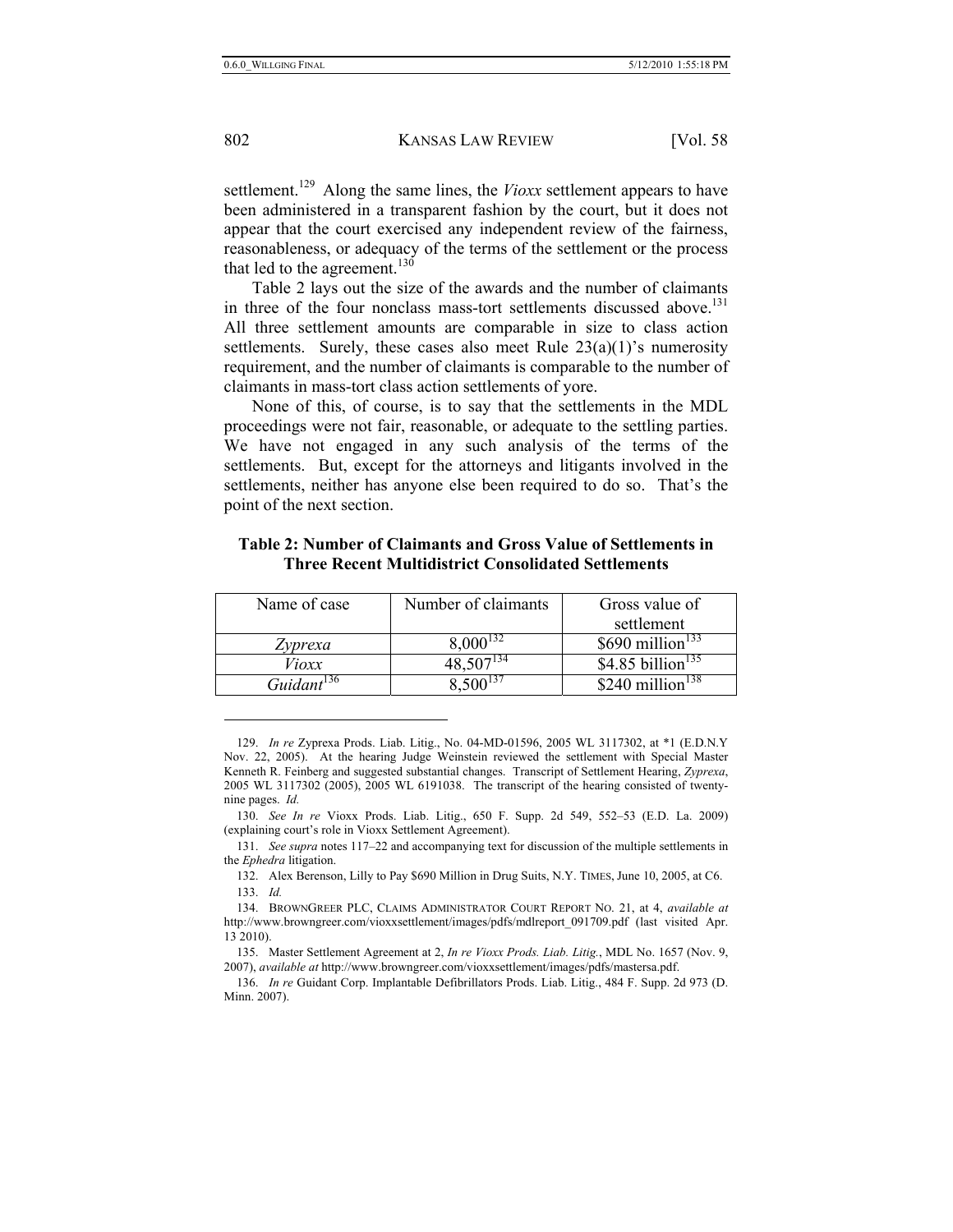settlement.[129] Along the same lines, the *Vioxx* settlement appears to have been administered in a transparent fashion by the court, but it does not appear that the court exercised any independent review of the fairness, reasonableness, or adequacy of the terms of the settlement or the process that led to the agreement.[130]

Table 2 lays out the size of the awards and the number of claimants in three of the four nonclass mass-tort settlements discussed above.[131] All three settlement amounts are comparable in size to class action settlements. Surely, these cases also meet Rule 23(a)(1)'s numerosity requirement, and the number of claimants is comparable to the number of claimants in mass-tort class action settlements of yore.

None of this, of course, is to say that the settlements in the MDL proceedings were not fair, reasonable, or adequate to the settling parties. We have not engaged in any such analysis of the terms of the settlements. But, except for the attorneys and litigants involved in the settlements, neither has anyone else been required to do so. That's the point of the next section.

**Table 2: Number of Claimants and Gross Value of Settlements in Three Recent Multidistrict Consolidated Settlements**

| Name of case | Number of claimants | Gross value of settlement |
|---|---|---|
| *Zyprexa* | 8,000[132] | $690 million[133] |
| *Vioxx* | 48,507[134] | $4.85 billion[135] |
| *Guidant*[136] | 8,500[137] | $240 million[138] |

---

129. *In re* Zyprexa Prods. Liab. Litig., No. 04-MD-01596, 2005 WL 3117302, at *1 (E.D.N.Y Nov. 22, 2005). At the hearing Judge Weinstein reviewed the settlement with Special Master Kenneth R. Feinberg and suggested substantial changes. Transcript of Settlement Hearing, *Zyprexa*, 2005 WL 3117302 (2005), 2005 WL 6191038. The transcript of the hearing consisted of twenty-nine pages. *Id.*

130. *See In re* Vioxx Prods. Liab. Litig., 650 F. Supp. 2d 549, 552–53 (E.D. La. 2009) (explaining court's role in Vioxx Settlement Agreement).

131. *See supra* notes 117–22 and accompanying text for discussion of the multiple settlements in the *Ephedra* litigation.

132. Alex Berenson, Lilly to Pay $690 Million in Drug Suits, N.Y. TIMES, June 10, 2005, at C6.

133. *Id.*

134. BROWNGREER PLC, CLAIMS ADMINISTRATOR COURT REPORT NO. 21, at 4, *available at* http://www.browngreer.com/vioxxsettlement/images/pdfs/mdlreport_091709.pdf (last visited Apr. 13 2010).

135. Master Settlement Agreement at 2, *In re Vioxx Prods. Liab. Litig.*, MDL No. 1657 (Nov. 9, 2007), *available at* http://www.browngreer.com/vioxxsettlement/images/pdfs/mastersa.pdf.

136. *In re* Guidant Corp. Implantable Defibrillators Prods. Liab. Litig., 484 F. Supp. 2d 973 (D. Minn. 2007).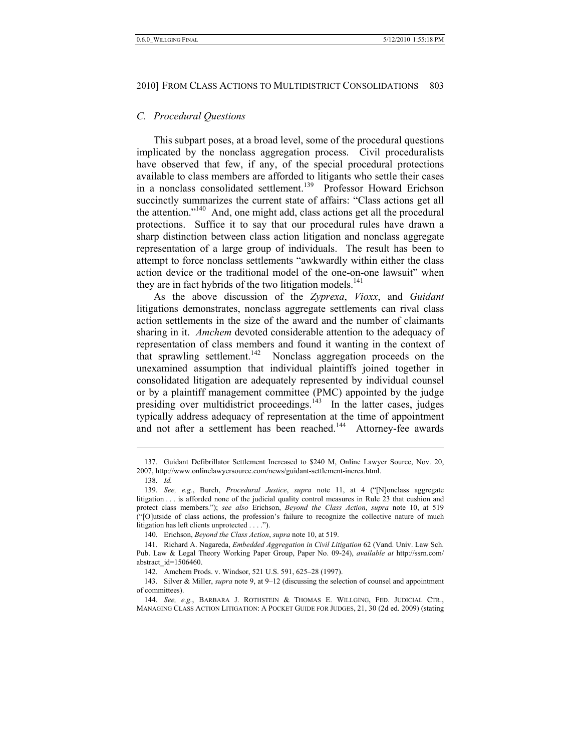### *C. Procedural Questions*

This subpart poses, at a broad level, some of the procedural questions implicated by the nonclass aggregation process. Civil proceduralists have observed that few, if any, of the special procedural protections available to class members are afforded to litigants who settle their cases in a nonclass consolidated settlement.[139] Professor Howard Erichson succinctly summarizes the current state of affairs: "Class actions get all the attention."[140] And, one might add, class actions get all the procedural protections. Suffice it to say that our procedural rules have drawn a sharp distinction between class action litigation and nonclass aggregate representation of a large group of individuals. The result has been to attempt to force nonclass settlements "awkwardly within either the class action device or the traditional model of the one-on-one lawsuit" when they are in fact hybrids of the two litigation models.[141]

As the above discussion of the *Zyprexa*, *Vioxx*, and *Guidant* litigations demonstrates, nonclass aggregate settlements can rival class action settlements in the size of the award and the number of claimants sharing in it. *Amchem* devoted considerable attention to the adequacy of representation of class members and found it wanting in the context of that sprawling settlement.[142] Nonclass aggregation proceeds on the unexamined assumption that individual plaintiffs joined together in consolidated litigation are adequately represented by individual counsel or by a plaintiff management committee (PMC) appointed by the judge presiding over multidistrict proceedings.[143] In the latter cases, judges typically address adequacy of representation at the time of appointment and not after a settlement has been reached.[144] Attorney-fee awards

---

137. Guidant Defibrillator Settlement Increased to $240 M, Online Lawyer Source, Nov. 20, 2007, http://www.onlinelawyersource.com/news/guidant-settlement-increa.html.

138. *Id.*

139. *See, e.g.*, Burch, *Procedural Justice*, *supra* note 11, at 4 ("[N]onclass aggregate litigation . . . is afforded none of the judicial quality control measures in Rule 23 that cushion and protect class members."); *see also* Erichson, *Beyond the Class Action*, *supra* note 10, at 519 ("[O]utside of class actions, the profession's failure to recognize the collective nature of much litigation has left clients unprotected . . . .").

140. Erichson, *Beyond the Class Action*, *supra* note 10, at 519.

141. Richard A. Nagareda, *Embedded Aggregation in Civil Litigation* 62 (Vand. Univ. Law Sch. Pub. Law & Legal Theory Working Paper Group, Paper No. 09-24), *available at* http://ssrn.com/abstract_id=1506460.

142. Amchem Prods. v. Windsor, 521 U.S. 591, 625–28 (1997).

143. Silver & Miller, *supra* note 9, at 9–12 (discussing the selection of counsel and appointment of committees).

144. *See, e.g.*, BARBARA J. ROTHSTEIN & THOMAS E. WILLGING, FED. JUDICIAL CTR., MANAGING CLASS ACTION LITIGATION: A POCKET GUIDE FOR JUDGES, 21, 30 (2d ed. 2009) (stating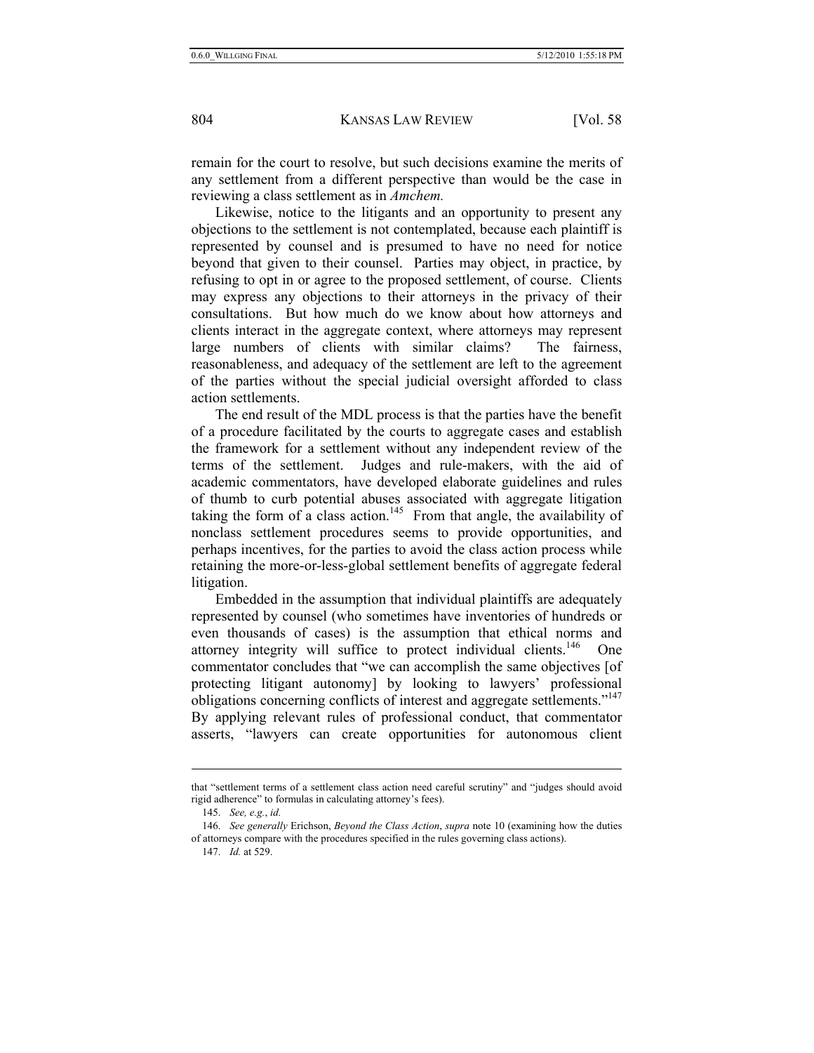remain for the court to resolve, but such decisions examine the merits of any settlement from a different perspective than would be the case in reviewing a class settlement as in *Amchem.*

Likewise, notice to the litigants and an opportunity to present any objections to the settlement is not contemplated, because each plaintiff is represented by counsel and is presumed to have no need for notice beyond that given to their counsel. Parties may object, in practice, by refusing to opt in or agree to the proposed settlement, of course. Clients may express any objections to their attorneys in the privacy of their consultations. But how much do we know about how attorneys and clients interact in the aggregate context, where attorneys may represent large numbers of clients with similar claims? The fairness, reasonableness, and adequacy of the settlement are left to the agreement of the parties without the special judicial oversight afforded to class action settlements.

The end result of the MDL process is that the parties have the benefit of a procedure facilitated by the courts to aggregate cases and establish the framework for a settlement without any independent review of the terms of the settlement. Judges and rule-makers, with the aid of academic commentators, have developed elaborate guidelines and rules of thumb to curb potential abuses associated with aggregate litigation taking the form of a class action.[145] From that angle, the availability of nonclass settlement procedures seems to provide opportunities, and perhaps incentives, for the parties to avoid the class action process while retaining the more-or-less-global settlement benefits of aggregate federal litigation.

Embedded in the assumption that individual plaintiffs are adequately represented by counsel (who sometimes have inventories of hundreds or even thousands of cases) is the assumption that ethical norms and attorney integrity will suffice to protect individual clients.[146] One commentator concludes that "we can accomplish the same objectives [of protecting litigant autonomy] by looking to lawyers' professional obligations concerning conflicts of interest and aggregate settlements."[147] By applying relevant rules of professional conduct, that commentator asserts, "lawyers can create opportunities for autonomous client

---

that "settlement terms of a settlement class action need careful scrutiny" and "judges should avoid rigid adherence" to formulas in calculating attorney's fees).

145. *See, e.g.*, *id.*

146. *See generally* Erichson, *Beyond the Class Action*, *supra* note 10 (examining how the duties of attorneys compare with the procedures specified in the rules governing class actions).

147. *Id.* at 529.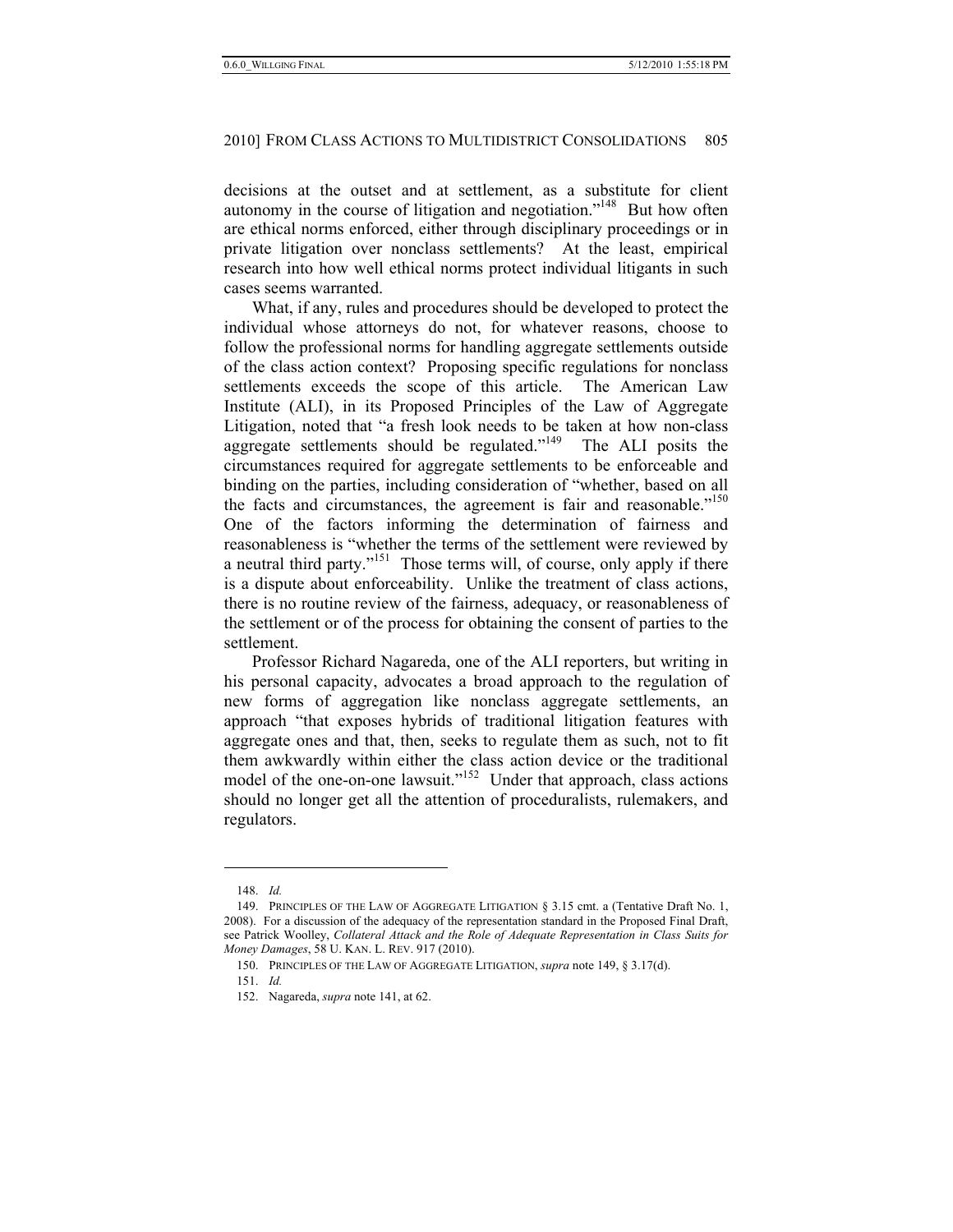decisions at the outset and at settlement, as a substitute for client autonomy in the course of litigation and negotiation."[148] But how often are ethical norms enforced, either through disciplinary proceedings or in private litigation over nonclass settlements? At the least, empirical research into how well ethical norms protect individual litigants in such cases seems warranted.

What, if any, rules and procedures should be developed to protect the individual whose attorneys do not, for whatever reasons, choose to follow the professional norms for handling aggregate settlements outside of the class action context? Proposing specific regulations for nonclass settlements exceeds the scope of this article. The American Law Institute (ALI), in its Proposed Principles of the Law of Aggregate Litigation, noted that "a fresh look needs to be taken at how non-class aggregate settlements should be regulated."[149] The ALI posits the circumstances required for aggregate settlements to be enforceable and binding on the parties, including consideration of "whether, based on all the facts and circumstances, the agreement is fair and reasonable."[150] One of the factors informing the determination of fairness and reasonableness is "whether the terms of the settlement were reviewed by a neutral third party."[151] Those terms will, of course, only apply if there is a dispute about enforceability. Unlike the treatment of class actions, there is no routine review of the fairness, adequacy, or reasonableness of the settlement or of the process for obtaining the consent of parties to the settlement.

Professor Richard Nagareda, one of the ALI reporters, but writing in his personal capacity, advocates a broad approach to the regulation of new forms of aggregation like nonclass aggregate settlements, an approach "that exposes hybrids of traditional litigation features with aggregate ones and that, then, seeks to regulate them as such, not to fit them awkwardly within either the class action device or the traditional model of the one-on-one lawsuit."[152] Under that approach, class actions should no longer get all the attention of proceduralists, rulemakers, and regulators.

---

148. *Id.*

149. PRINCIPLES OF THE LAW OF AGGREGATE LITIGATION § 3.15 cmt. a (Tentative Draft No. 1, 2008). For a discussion of the adequacy of the representation standard in the Proposed Final Draft, see Patrick Woolley, *Collateral Attack and the Role of Adequate Representation in Class Suits for Money Damages*, 58 U. KAN. L. REV. 917 (2010).

150. PRINCIPLES OF THE LAW OF AGGREGATE LITIGATION, *supra* note 149, § 3.17(d).

151. *Id.*

152. Nagareda, *supra* note 141, at 62.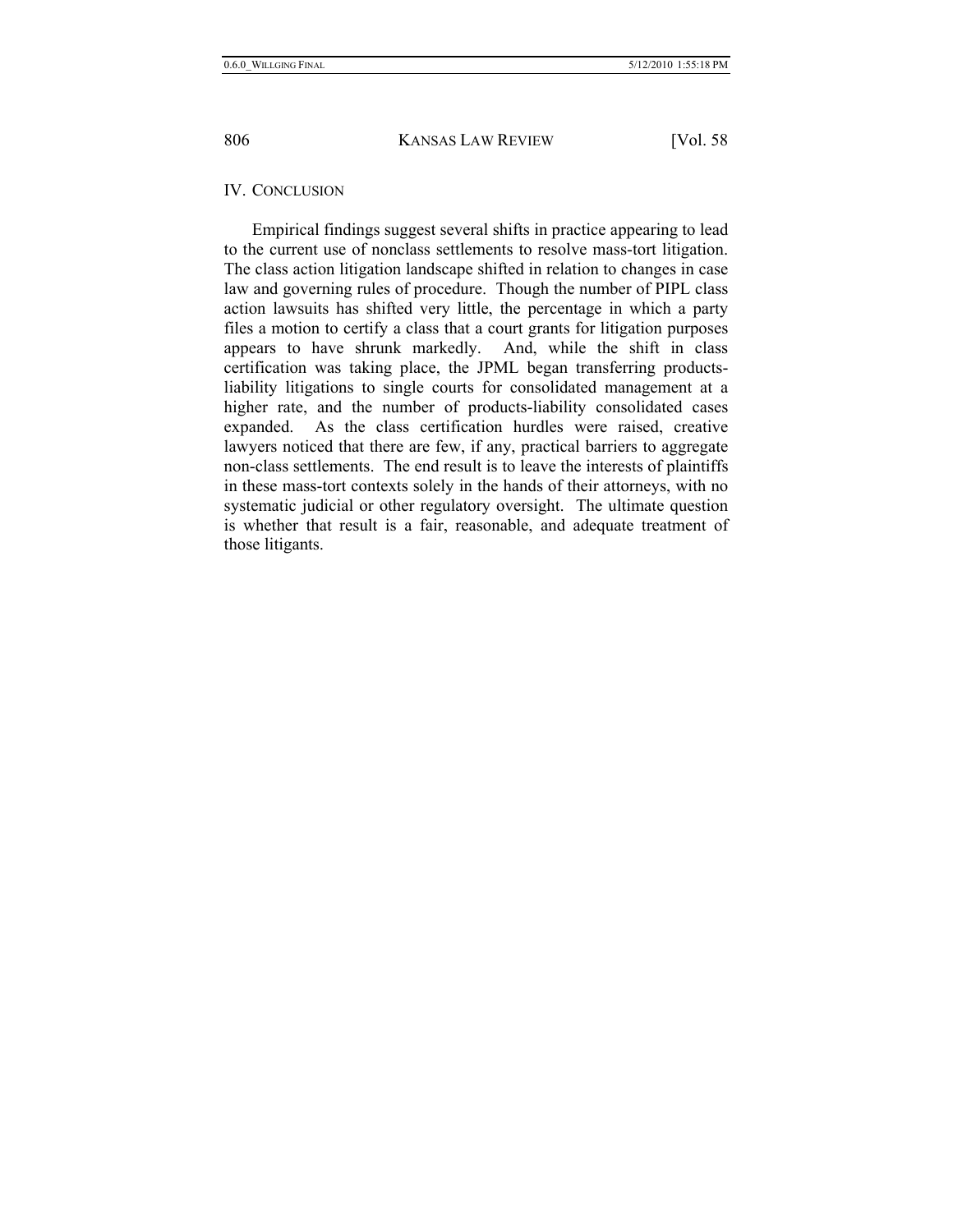## IV. CONCLUSION

Empirical findings suggest several shifts in practice appearing to lead to the current use of nonclass settlements to resolve mass-tort litigation. The class action litigation landscape shifted in relation to changes in case law and governing rules of procedure. Though the number of PIPL class action lawsuits has shifted very little, the percentage in which a party files a motion to certify a class that a court grants for litigation purposes appears to have shrunk markedly. And, while the shift in class certification was taking place, the JPML began transferring products-liability litigations to single courts for consolidated management at a higher rate, and the number of products-liability consolidated cases expanded. As the class certification hurdles were raised, creative lawyers noticed that there are few, if any, practical barriers to aggregate non-class settlements. The end result is to leave the interests of plaintiffs in these mass-tort contexts solely in the hands of their attorneys, with no systematic judicial or other regulatory oversight. The ultimate question is whether that result is a fair, reasonable, and adequate treatment of those litigants.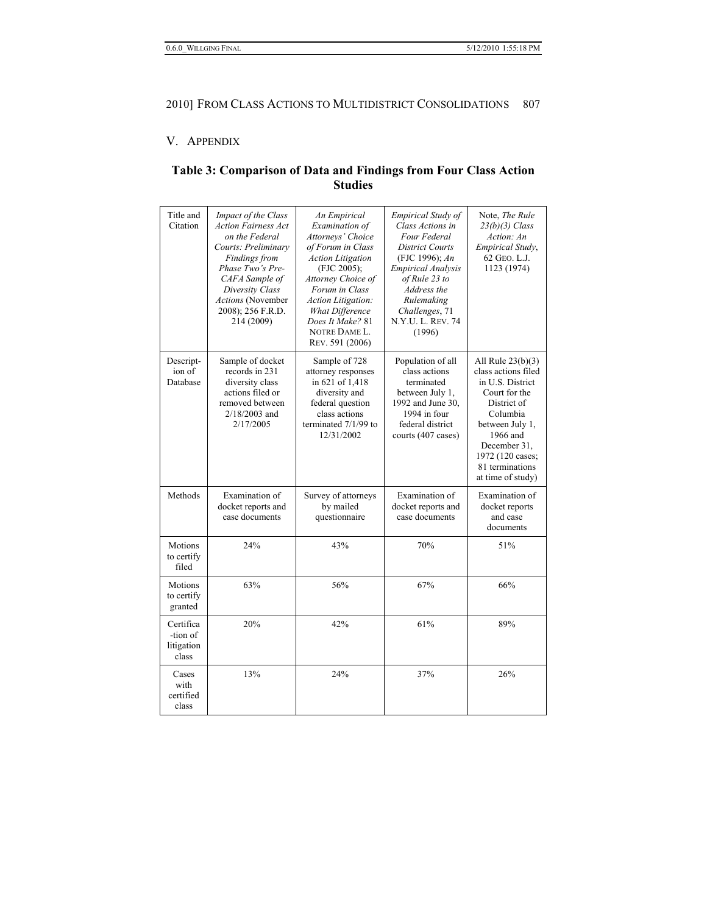## V. APPENDIX

### Table 3: Comparison of Data and Findings from Four Class Action Studies

| Title and Citation | *Impact of the Class Action Fairness Act on the Federal Courts: Preliminary Findings from Phase Two's Pre-CAFA Sample of Diversity Class Actions* (November 2008); 256 F.R.D. 214 (2009) | *An Empirical Examination of Attorneys' Choice of Forum in Class Action Litigation* (FJC 2005); *Attorney Choice of Forum in Class Action Litigation: What Difference Does It Make?* 81 NOTRE DAME L. REV. 591 (2006) | *Empirical Study of Class Actions in Four Federal District Courts* (FJC 1996); *An Empirical Analysis of Rule 23 to Address the Rulemaking Challenges*, 71 N.Y.U. L. REV. 74 (1996) | Note, *The Rule 23(b)(3) Class Action: An Empirical Study*, 62 GEO. L.J. 1123 (1974) |
|---|---|---|---|---|
| Description of Database | Sample of docket records in 231 diversity class actions filed or removed between 2/18/2003 and 2/17/2005 | Sample of 728 attorney responses in 621 of 1,418 diversity and federal question class actions terminated 7/1/99 to 12/31/2002 | Population of all class actions terminated between July 1, 1992 and June 30, 1994 in four federal district courts (407 cases) | All Rule 23(b)(3) class actions filed in U.S. District Court for the District of Columbia between July 1, 1966 and December 31, 1972 (120 cases; 81 terminations at time of study) |
| Methods | Examination of docket reports and case documents | Survey of attorneys by mailed questionnaire | Examination of docket reports and case documents | Examination of docket reports and case documents |
| Motions to certify filed | 24% | 43% | 70% | 51% |
| Motions to certify granted | 63% | 56% | 67% | 66% |
| Certification of litigation class | 20% | 42% | 61% | 89% |
| Cases with certified class | 13% | 24% | 37% | 26% |